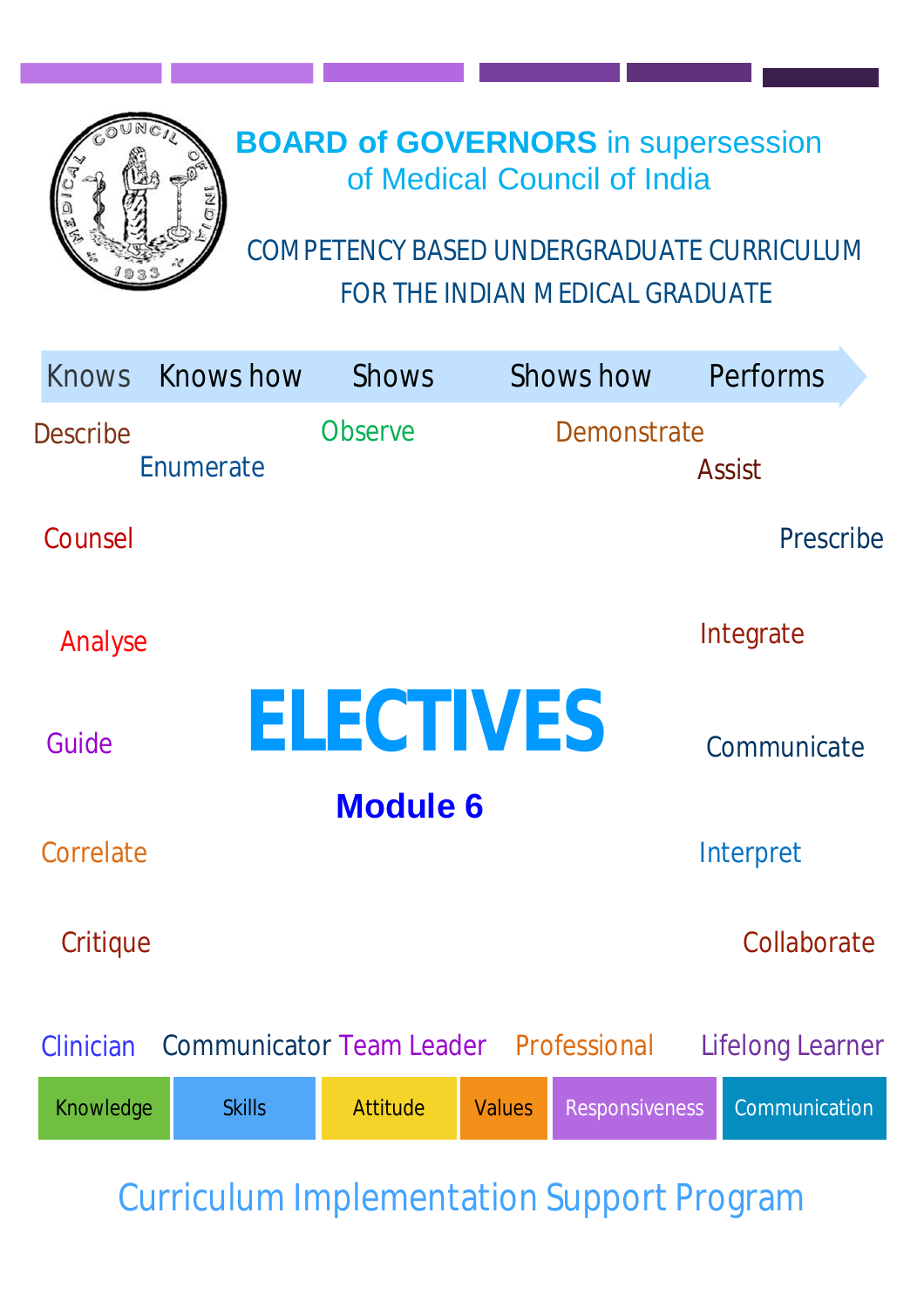# BOARD of GOVERNORS in supersession of Medical Council of India

COMPETENCY BASED UNDERGRADUATE CURRICULUM FOR THE INDIAN MEDICAL GRADUATE

Knows | Knows how | Shows | Shows how | Performs

Describe, Enumerate, Observe, Demonstrate, Assist, Counsel, Prescribe, Analyse, Integrate, Guide, Communicate, Correlate, Interpret, Critique, Collaborate

# ELECTIVES

## Module 6

Clinician | Communicator | Team Leader | Professional | Lifelong Learner

Knowledge | Skills | Attitude | Values | Responsiveness | Communication

Curriculum Implementation Support Program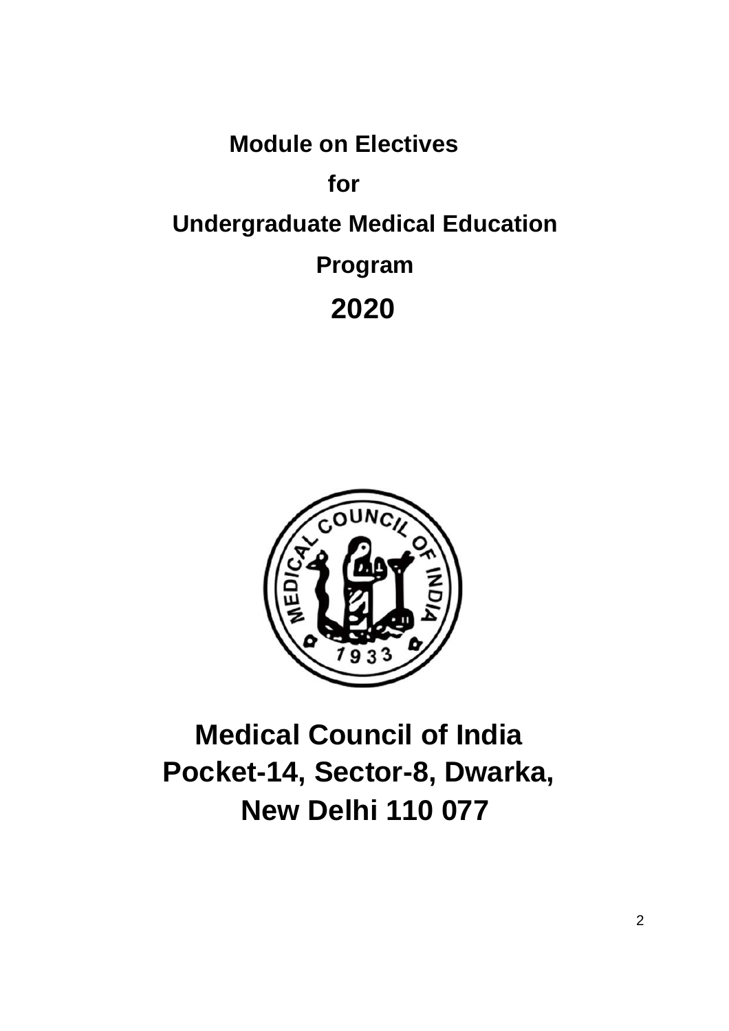# Module on Electives

# for

# Undergraduate Medical Education

# Program

# 2020

## Medical Council of India
## Pocket-14, Sector-8, Dwarka,
## New Delhi 110 077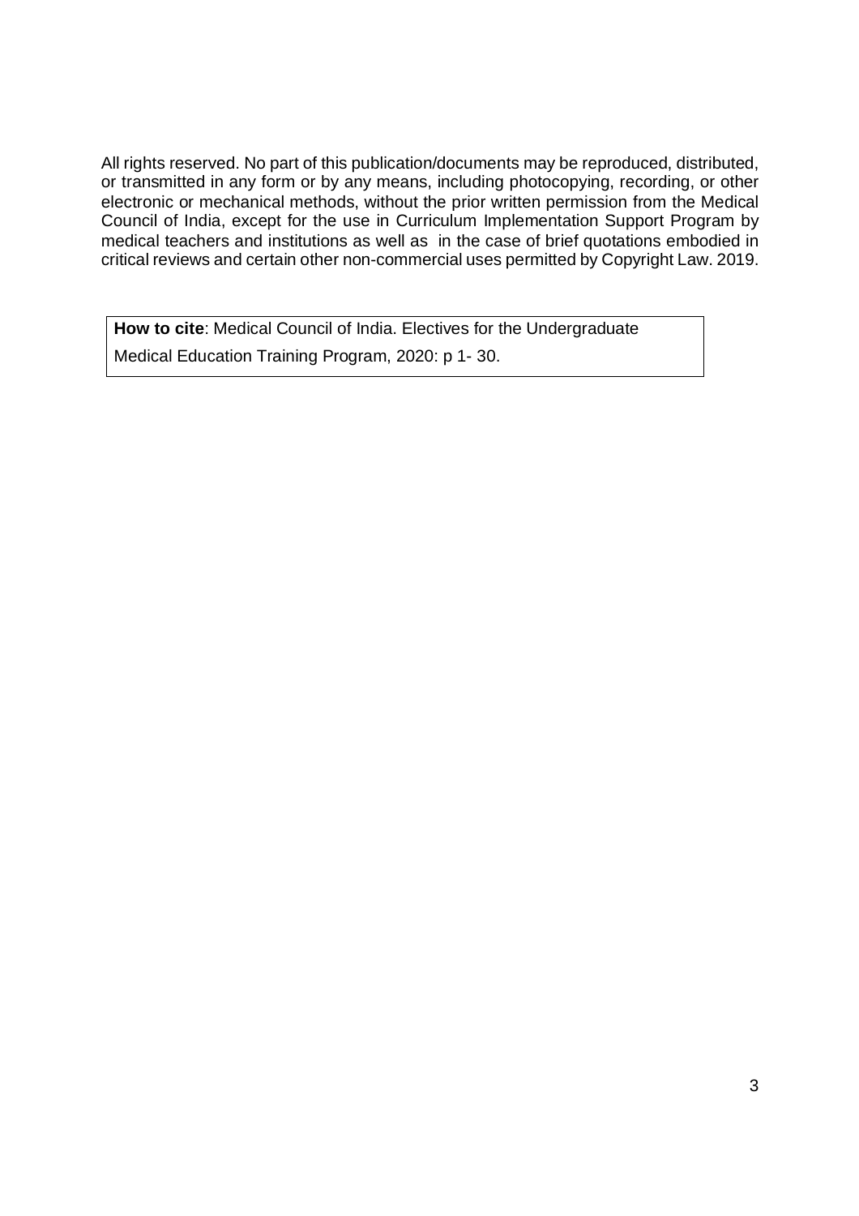All rights reserved. No part of this publication/documents may be reproduced, distributed, or transmitted in any form or by any means, including photocopying, recording, or other electronic or mechanical methods, without the prior written permission from the Medical Council of India, except for the use in Curriculum Implementation Support Program by medical teachers and institutions as well as in the case of brief quotations embodied in critical reviews and certain other non-commercial uses permitted by Copyright Law. 2019.

**How to cite**: Medical Council of India. Electives for the Undergraduate Medical Education Training Program, 2020: p 1- 30.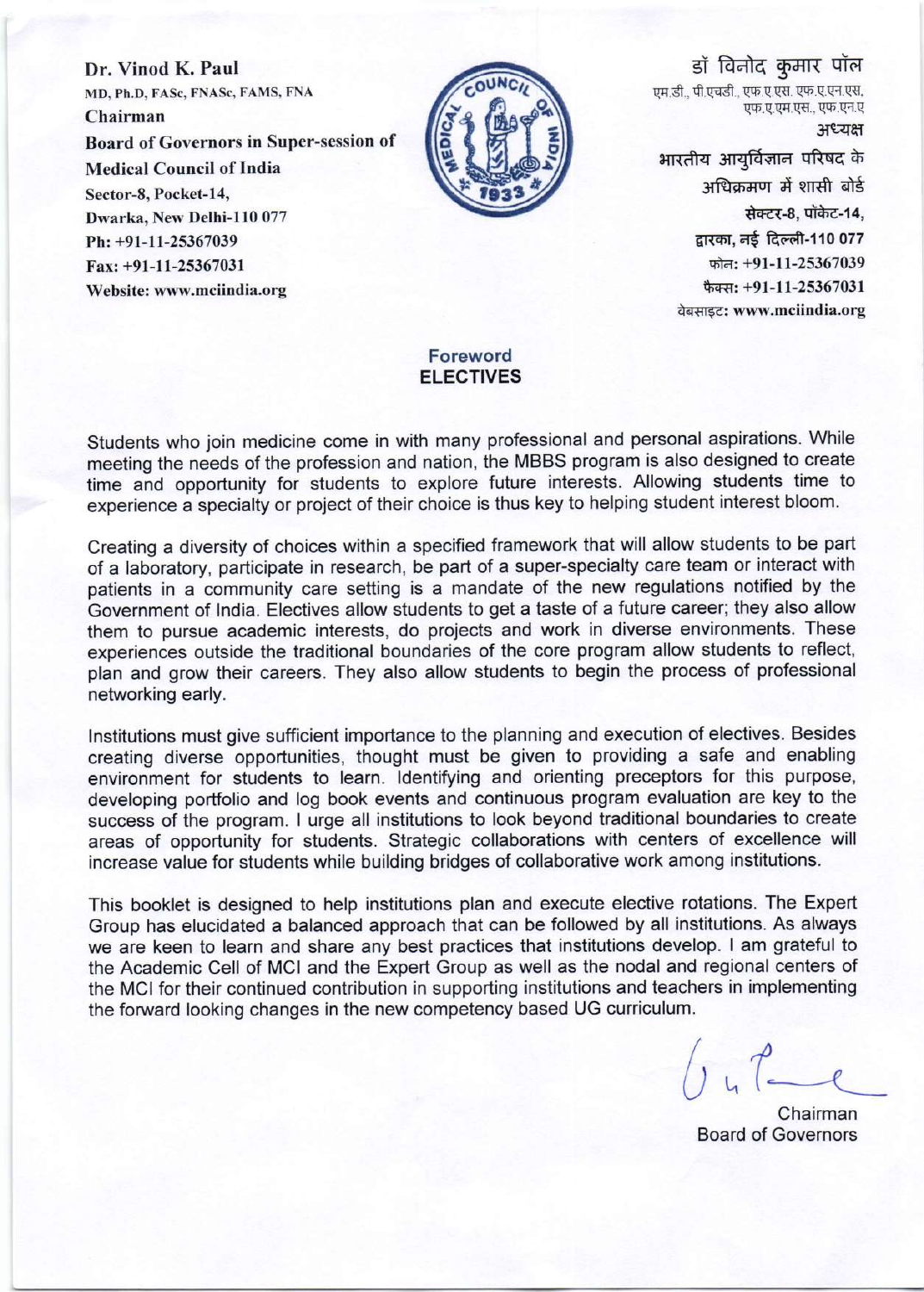**Dr. Vinod K. Paul**
MD, Ph.D, FASc, FNASc, FAMS, FNA
**Chairman**
**Board of Governors in Super-session of Medical Council of India**
Sector-8, Pocket-14,
Dwarka, New Delhi-110 077
Ph: +91-11-25367039
Fax: +91-11-25367031
Website: www.mciindia.org

डॉ विनोद कुमार पॉल
एम.डी., पी.एचडी., एफ.ए.एस. एफ.ए.एन.एस. एफ.ए.एम.एस., एफ.एन.ए
अध्यक्ष
भारतीय आयुर्विज्ञान परिषद के अधिक्रमण में शासी बोर्ड
सेक्टर-8, पॉकेट-14,
द्वारका, नई दिल्ली-110 077
फोन: +91-11-25367039
फैक्स: +91-11-25367031
वेबसाइट: www.mciindia.org

## Foreword
## ELECTIVES

Students who join medicine come in with many professional and personal aspirations. While meeting the needs of the profession and nation, the MBBS program is also designed to create time and opportunity for students to explore future interests. Allowing students time to experience a specialty or project of their choice is thus key to helping student interest bloom.

Creating a diversity of choices within a specified framework that will allow students to be part of a laboratory, participate in research, be part of a super-specialty care team or interact with patients in a community care setting is a mandate of the new regulations notified by the Government of India. Electives allow students to get a taste of a future career; they also allow them to pursue academic interests, do projects and work in diverse environments. These experiences outside the traditional boundaries of the core program allow students to reflect, plan and grow their careers. They also allow students to begin the process of professional networking early.

Institutions must give sufficient importance to the planning and execution of electives. Besides creating diverse opportunities, thought must be given to providing a safe and enabling environment for students to learn. Identifying and orienting preceptors for this purpose, developing portfolio and log book events and continuous program evaluation are key to the success of the program. I urge all institutions to look beyond traditional boundaries to create areas of opportunity for students. Strategic collaborations with centers of excellence will increase value for students while building bridges of collaborative work among institutions.

This booklet is designed to help institutions plan and execute elective rotations. The Expert Group has elucidated a balanced approach that can be followed by all institutions. As always we are keen to learn and share any best practices that institutions develop. I am grateful to the Academic Cell of MCI and the Expert Group as well as the nodal and regional centers of the MCI for their continued contribution in supporting institutions and teachers in implementing the forward looking changes in the new competency based UG curriculum.

Chairman
Board of Governors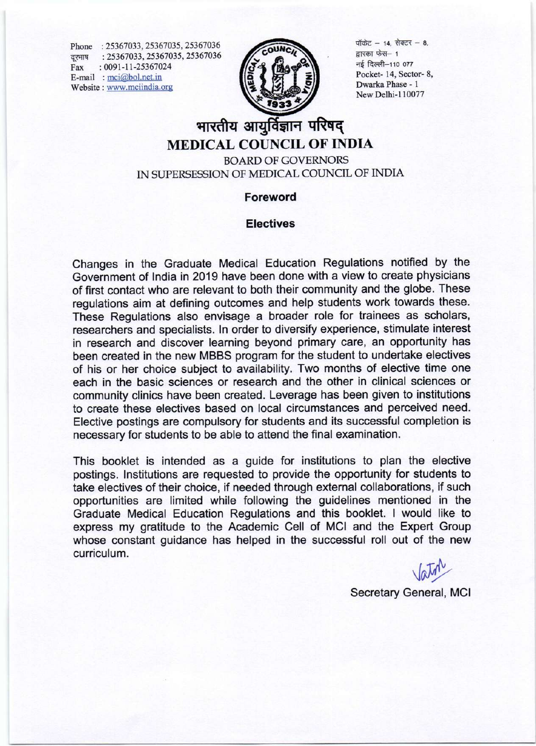Phone : 25367033, 25367035, 25367036
दूरभाष : 25367033, 25367035, 25367036
Fax : 0091-11-25367024
E-mail : mci@bol.net.in
Website : www.mciindia.org

पॉकेट – 14, सेक्टर – 8,
द्वारका फेस– 1
नई दिल्ली–110 077
Pocket- 14, Sector- 8,
Dwarka Phase - 1
New Delhi-110077

# भारतीय आयुर्विज्ञान परिषद्

# MEDICAL COUNCIL OF INDIA

BOARD OF GOVERNORS
IN SUPERSESSION OF MEDICAL COUNCIL OF INDIA

## Foreword

## Electives

Changes in the Graduate Medical Education Regulations notified by the Government of India in 2019 have been done with a view to create physicians of first contact who are relevant to both their community and the globe. These regulations aim at defining outcomes and help students work towards these. These Regulations also envisage a broader role for trainees as scholars, researchers and specialists. In order to diversify experience, stimulate interest in research and discover learning beyond primary care, an opportunity has been created in the new MBBS program for the student to undertake electives of his or her choice subject to availability. Two months of elective time one each in the basic sciences or research and the other in clinical sciences or community clinics have been created. Leverage has been given to institutions to create these electives based on local circumstances and perceived need. Elective postings are compulsory for students and its successful completion is necessary for students to be able to attend the final examination.

This booklet is intended as a guide for institutions to plan the elective postings. Institutions are requested to provide the opportunity for students to take electives of their choice, if needed through external collaborations, if such opportunities are limited while following the guidelines mentioned in the Graduate Medical Education Regulations and this booklet. I would like to express my gratitude to the Academic Cell of MCI and the Expert Group whose constant guidance has helped in the successful roll out of the new curriculum.

Secretary General, MCI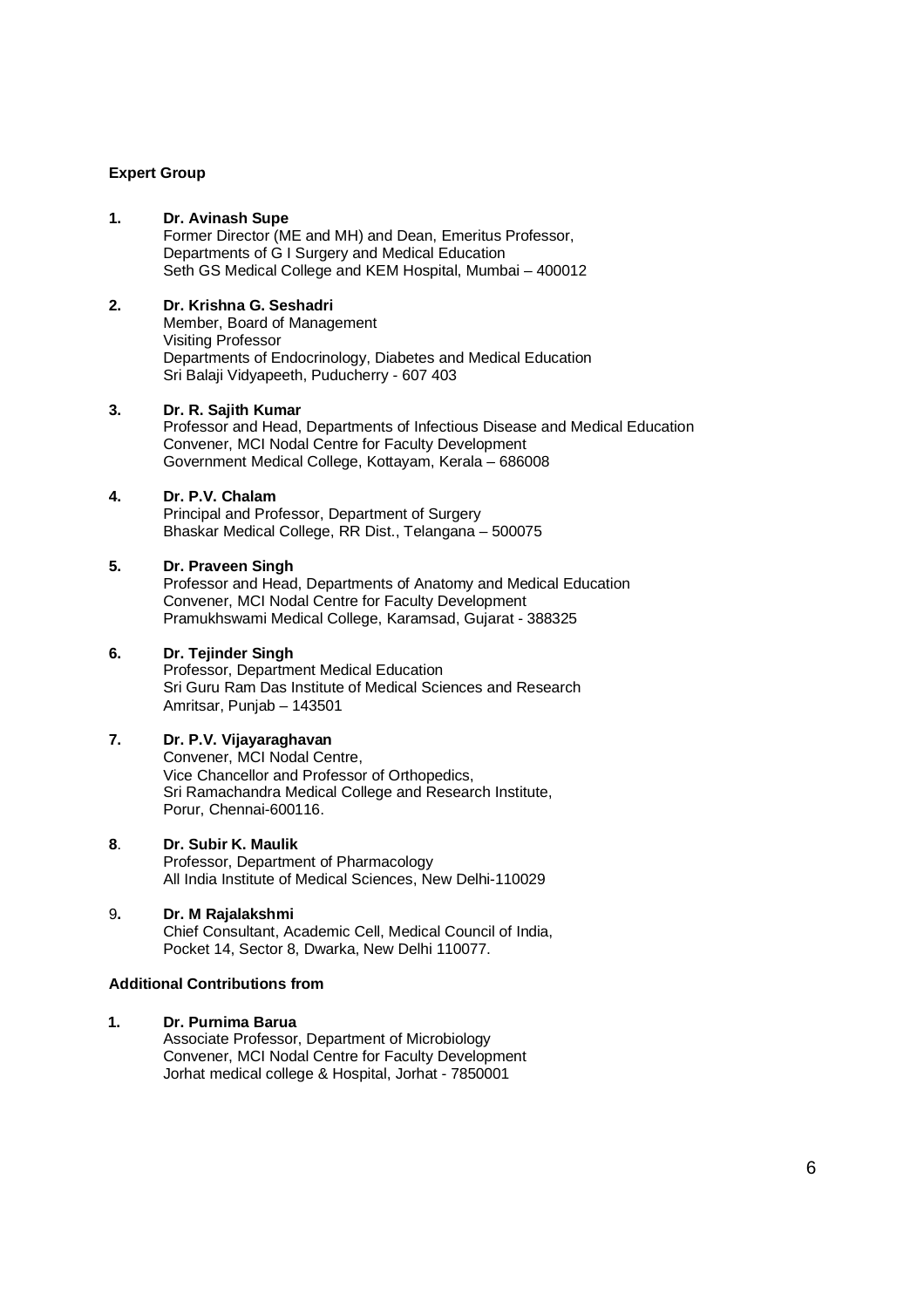**Expert Group**

1. **Dr. Avinash Supe**
   Former Director (ME and MH) and Dean, Emeritus Professor,
   Departments of G I Surgery and Medical Education
   Seth GS Medical College and KEM Hospital, Mumbai – 400012

2. **Dr. Krishna G. Seshadri**
   Member, Board of Management
   Visiting Professor
   Departments of Endocrinology, Diabetes and Medical Education
   Sri Balaji Vidyapeeth, Puducherry - 607 403

3. **Dr. R. Sajith Kumar**
   Professor and Head, Departments of Infectious Disease and Medical Education
   Convener, MCI Nodal Centre for Faculty Development
   Government Medical College, Kottayam, Kerala – 686008

4. **Dr. P.V. Chalam**
   Principal and Professor, Department of Surgery
   Bhaskar Medical College, RR Dist., Telangana – 500075

5. **Dr. Praveen Singh**
   Professor and Head, Departments of Anatomy and Medical Education
   Convener, MCI Nodal Centre for Faculty Development
   Pramukhswami Medical College, Karamsad, Gujarat - 388325

6. **Dr. Tejinder Singh**
   Professor, Department Medical Education
   Sri Guru Ram Das Institute of Medical Sciences and Research
   Amritsar, Punjab – 143501

7. **Dr. P.V. Vijayaraghavan**
   Convener, MCI Nodal Centre,
   Vice Chancellor and Professor of Orthopedics,
   Sri Ramachandra Medical College and Research Institute,
   Porur, Chennai-600116.

8. **Dr. Subir K. Maulik**
   Professor, Department of Pharmacology
   All India Institute of Medical Sciences, New Delhi-110029

9. **Dr. M Rajalakshmi**
   Chief Consultant, Academic Cell, Medical Council of India,
   Pocket 14, Sector 8, Dwarka, New Delhi 110077.

**Additional Contributions from**

1. **Dr. Purnima Barua**
   Associate Professor, Department of Microbiology
   Convener, MCI Nodal Centre for Faculty Development
   Jorhat medical college & Hospital, Jorhat - 7850001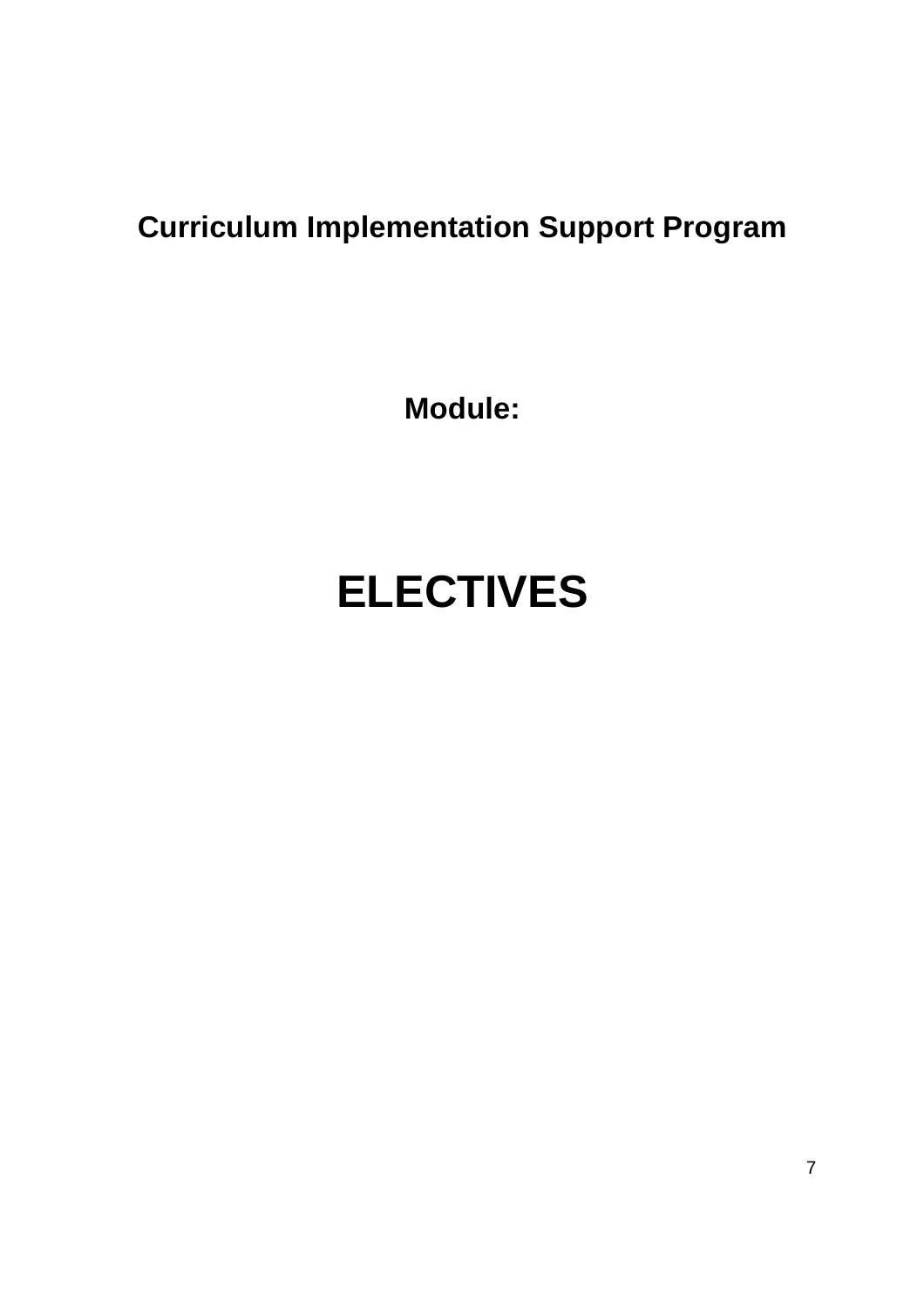**Curriculum Implementation Support Program**

**Module:**

# ELECTIVES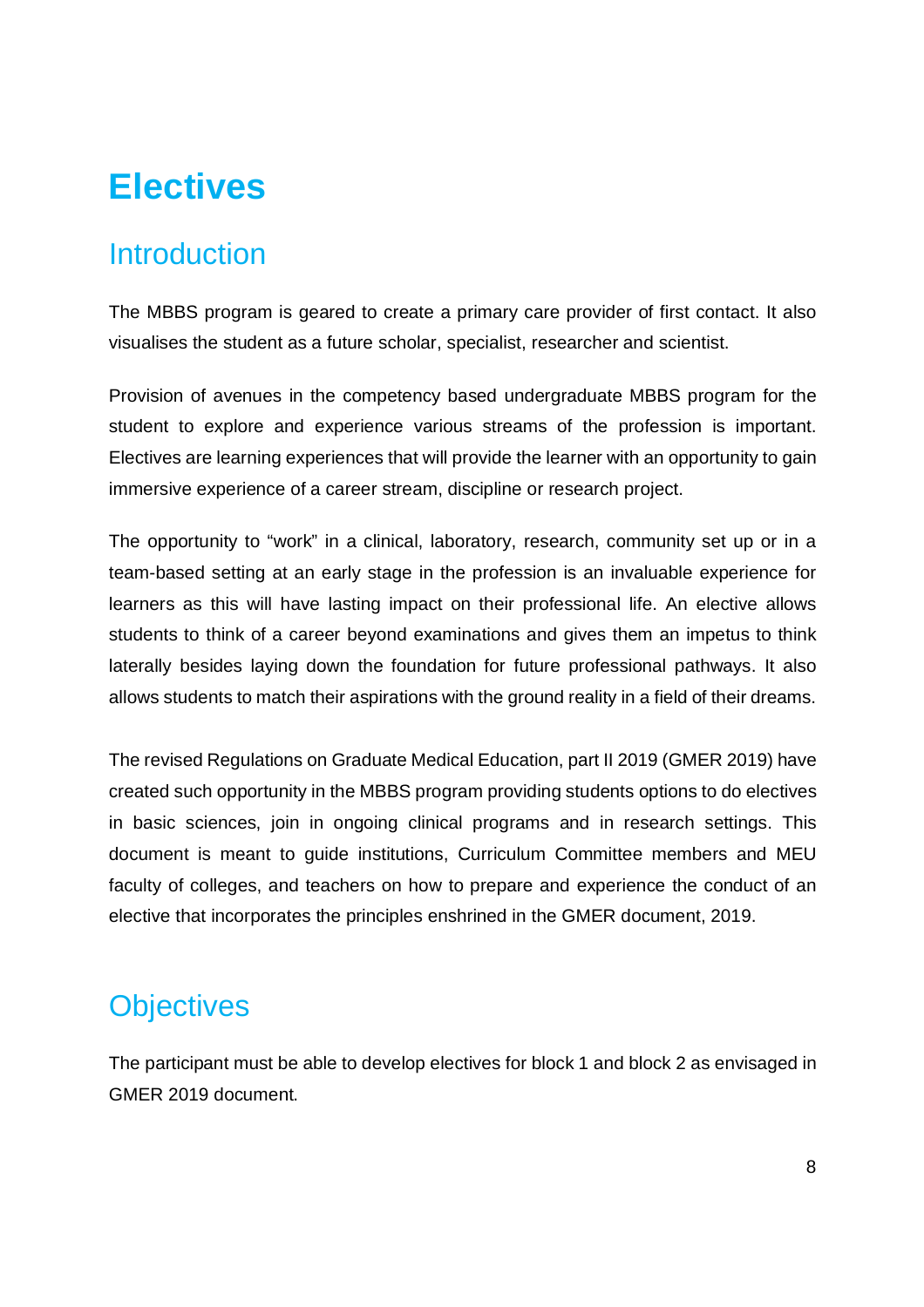# Electives

## Introduction

The MBBS program is geared to create a primary care provider of first contact. It also visualises the student as a future scholar, specialist, researcher and scientist.

Provision of avenues in the competency based undergraduate MBBS program for the student to explore and experience various streams of the profession is important. Electives are learning experiences that will provide the learner with an opportunity to gain immersive experience of a career stream, discipline or research project.

The opportunity to "work" in a clinical, laboratory, research, community set up or in a team-based setting at an early stage in the profession is an invaluable experience for learners as this will have lasting impact on their professional life. An elective allows students to think of a career beyond examinations and gives them an impetus to think laterally besides laying down the foundation for future professional pathways. It also allows students to match their aspirations with the ground reality in a field of their dreams.

The revised Regulations on Graduate Medical Education, part II 2019 (GMER 2019) have created such opportunity in the MBBS program providing students options to do electives in basic sciences, join in ongoing clinical programs and in research settings. This document is meant to guide institutions, Curriculum Committee members and MEU faculty of colleges, and teachers on how to prepare and experience the conduct of an elective that incorporates the principles enshrined in the GMER document, 2019.

## Objectives

The participant must be able to develop electives for block 1 and block 2 as envisaged in GMER 2019 document.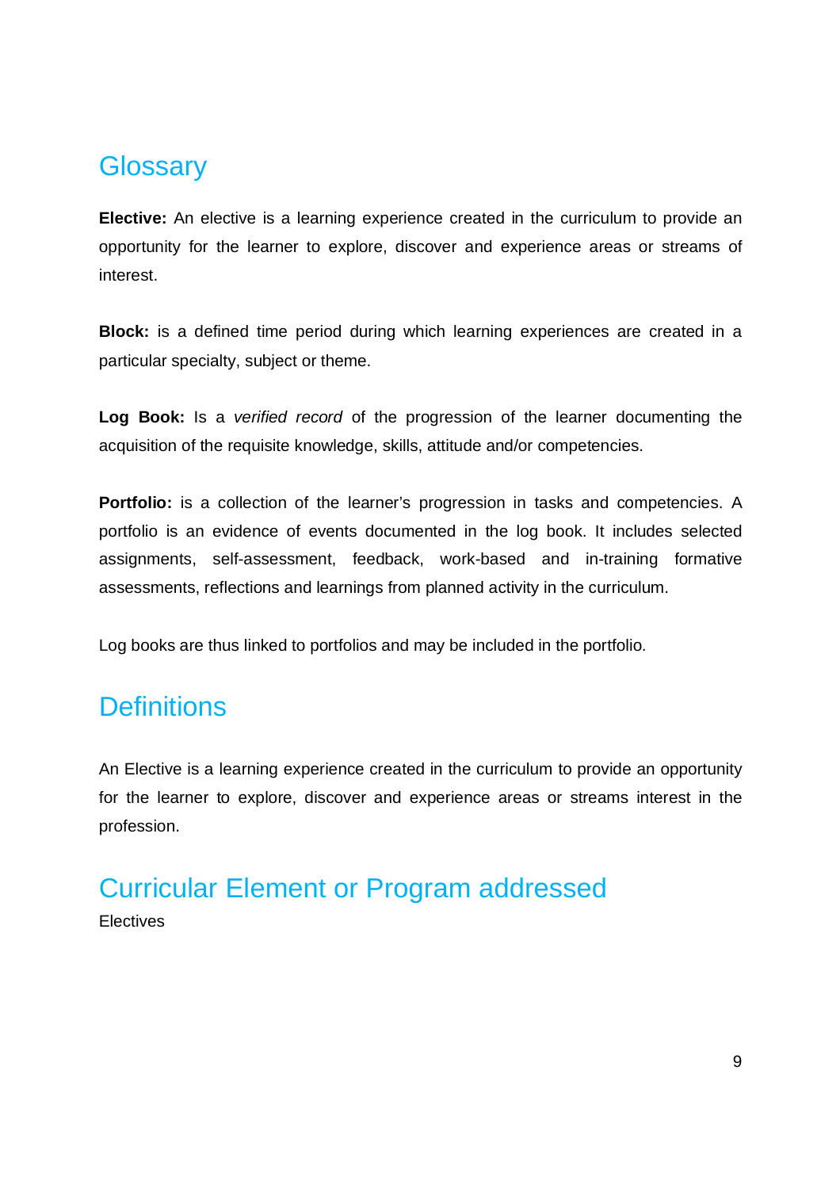## Glossary

**Elective:** An elective is a learning experience created in the curriculum to provide an opportunity for the learner to explore, discover and experience areas or streams of interest.

**Block:** is a defined time period during which learning experiences are created in a particular specialty, subject or theme.

**Log Book:** Is a *verified record* of the progression of the learner documenting the acquisition of the requisite knowledge, skills, attitude and/or competencies.

**Portfolio:** is a collection of the learner's progression in tasks and competencies. A portfolio is an evidence of events documented in the log book. It includes selected assignments, self-assessment, feedback, work-based and in-training formative assessments, reflections and learnings from planned activity in the curriculum.

Log books are thus linked to portfolios and may be included in the portfolio.

## Definitions

An Elective is a learning experience created in the curriculum to provide an opportunity for the learner to explore, discover and experience areas or streams interest in the profession.

## Curricular Element or Program addressed

Electives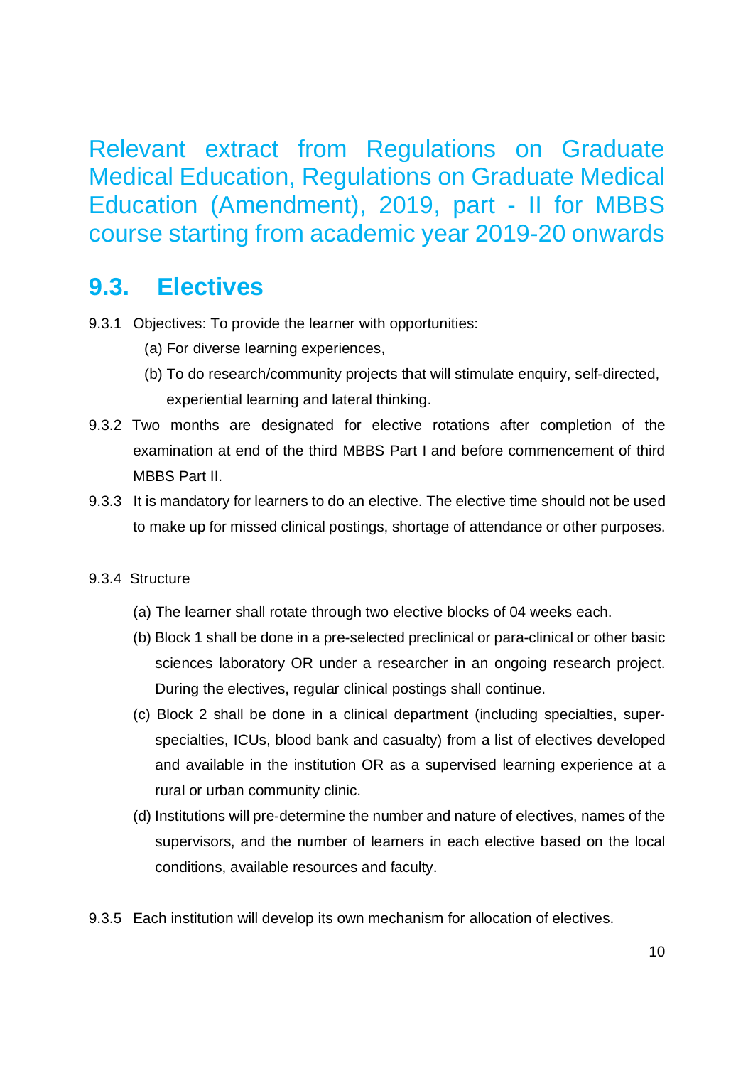# Relevant extract from Regulations on Graduate Medical Education, Regulations on Graduate Medical Education (Amendment), 2019, part - II for MBBS course starting from academic year 2019-20 onwards

## 9.3. Electives

9.3.1 Objectives: To provide the learner with opportunities:

(a) For diverse learning experiences,

(b) To do research/community projects that will stimulate enquiry, self-directed, experiential learning and lateral thinking.

9.3.2 Two months are designated for elective rotations after completion of the examination at end of the third MBBS Part I and before commencement of third MBBS Part II.

9.3.3 It is mandatory for learners to do an elective. The elective time should not be used to make up for missed clinical postings, shortage of attendance or other purposes.

9.3.4 Structure

(a) The learner shall rotate through two elective blocks of 04 weeks each.

(b) Block 1 shall be done in a pre-selected preclinical or para-clinical or other basic sciences laboratory OR under a researcher in an ongoing research project. During the electives, regular clinical postings shall continue.

(c) Block 2 shall be done in a clinical department (including specialties, super-specialties, ICUs, blood bank and casualty) from a list of electives developed and available in the institution OR as a supervised learning experience at a rural or urban community clinic.

(d) Institutions will pre-determine the number and nature of electives, names of the supervisors, and the number of learners in each elective based on the local conditions, available resources and faculty.

9.3.5 Each institution will develop its own mechanism for allocation of electives.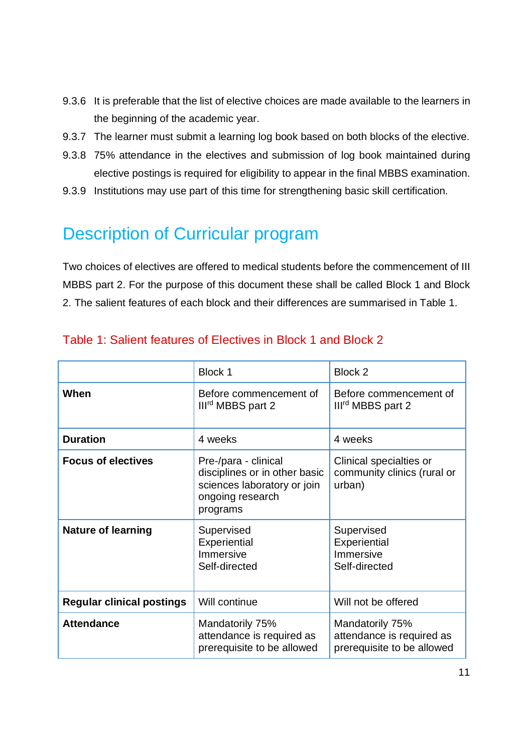9.3.6 It is preferable that the list of elective choices are made available to the learners in the beginning of the academic year.

9.3.7 The learner must submit a learning log book based on both blocks of the elective.

9.3.8 75% attendance in the electives and submission of log book maintained during elective postings is required for eligibility to appear in the final MBBS examination.

9.3.9 Institutions may use part of this time for strengthening basic skill certification.

## Description of Curricular program

Two choices of electives are offered to medical students before the commencement of III MBBS part 2. For the purpose of this document these shall be called Block 1 and Block 2. The salient features of each block and their differences are summarised in Table 1.

### Table 1: Salient features of Electives in Block 1 and Block 2

| | Block 1 | Block 2 |
|---|---|---|
| **When** | Before commencement of III[rd] MBBS part 2 | Before commencement of III[rd] MBBS part 2 |
| **Duration** | 4 weeks | 4 weeks |
| **Focus of electives** | Pre-/para - clinical disciplines or in other basic sciences laboratory or join ongoing research programs | Clinical specialties or community clinics (rural or urban) |
| **Nature of learning** | Supervised<br>Experiential<br>Immersive<br>Self-directed | Supervised<br>Experiential<br>Immersive<br>Self-directed |
| **Regular clinical postings** | Will continue | Will not be offered |
| **Attendance** | Mandatorily 75% attendance is required as prerequisite to be allowed | Mandatorily 75% attendance is required as prerequisite to be allowed |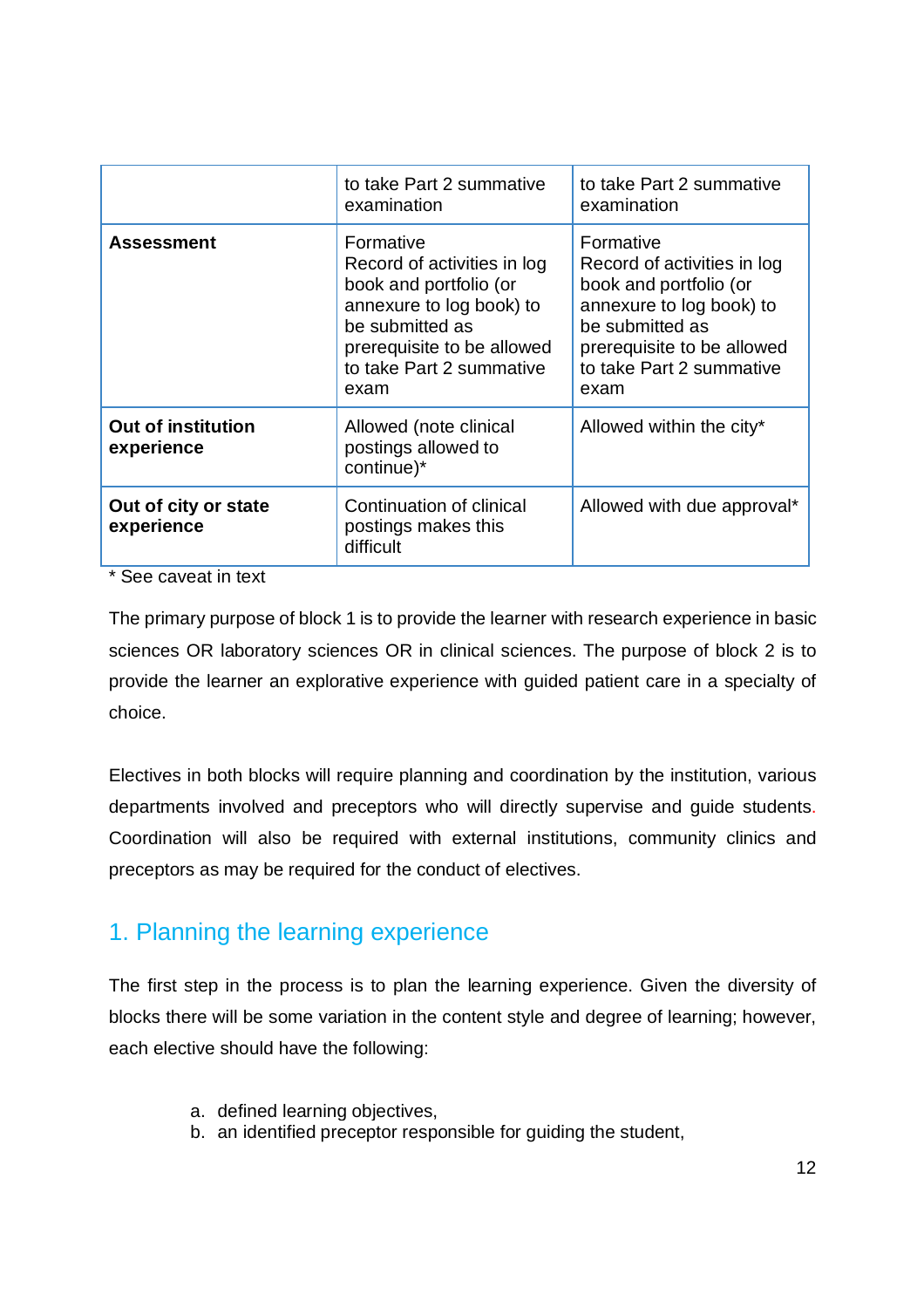| | | |
|---|---|---|
| | to take Part 2 summative examination | to take Part 2 summative examination |
| **Assessment** | Formative<br>Record of activities in log book and portfolio (or annexure to log book) to be submitted as prerequisite to be allowed to take Part 2 summative exam | Formative<br>Record of activities in log book and portfolio (or annexure to log book) to be submitted as prerequisite to be allowed to take Part 2 summative exam |
| **Out of institution experience** | Allowed (note clinical postings allowed to continue)* | Allowed within the city* |
| **Out of city or state experience** | Continuation of clinical postings makes this difficult | Allowed with due approval* |

* See caveat in text

The primary purpose of block 1 is to provide the learner with research experience in basic sciences OR laboratory sciences OR in clinical sciences. The purpose of block 2 is to provide the learner an explorative experience with guided patient care in a specialty of choice.

Electives in both blocks will require planning and coordination by the institution, various departments involved and preceptors who will directly supervise and guide students. Coordination will also be required with external institutions, community clinics and preceptors as may be required for the conduct of electives.

## 1. Planning the learning experience

The first step in the process is to plan the learning experience. Given the diversity of blocks there will be some variation in the content style and degree of learning; however, each elective should have the following:

a. defined learning objectives,
b. an identified preceptor responsible for guiding the student,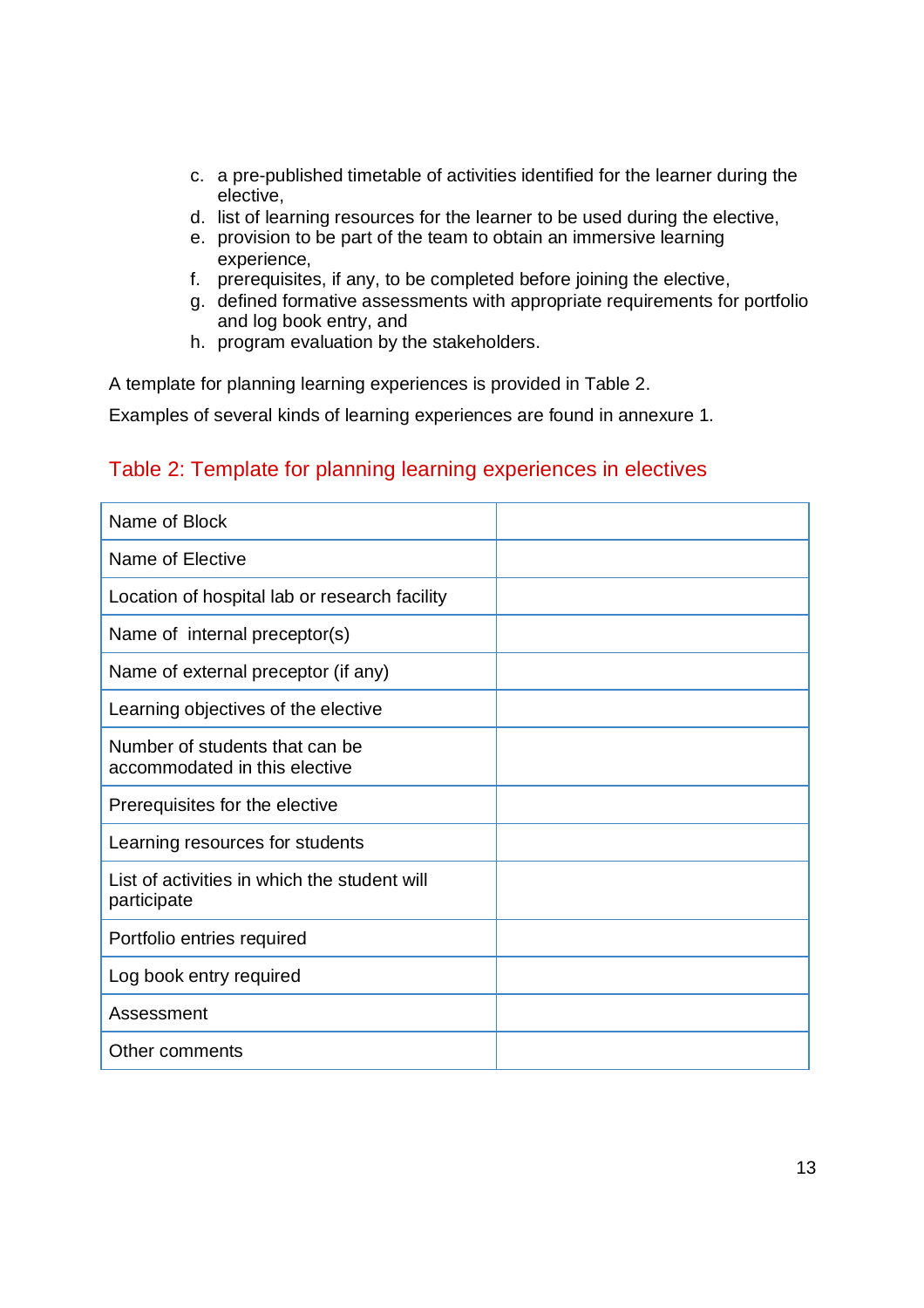c. a pre-published timetable of activities identified for the learner during the elective,
d. list of learning resources for the learner to be used during the elective,
e. provision to be part of the team to obtain an immersive learning experience,
f. prerequisites, if any, to be completed before joining the elective,
g. defined formative assessments with appropriate requirements for portfolio and log book entry, and
h. program evaluation by the stakeholders.

A template for planning learning experiences is provided in Table 2.

Examples of several kinds of learning experiences are found in annexure 1.

## Table 2: Template for planning learning experiences in electives

| | |
|---|---|
| Name of Block | |
| Name of Elective | |
| Location of hospital lab or research facility | |
| Name of internal preceptor(s) | |
| Name of external preceptor (if any) | |
| Learning objectives of the elective | |
| Number of students that can be accommodated in this elective | |
| Prerequisites for the elective | |
| Learning resources for students | |
| List of activities in which the student will participate | |
| Portfolio entries required | |
| Log book entry required | |
| Assessment | |
| Other comments | |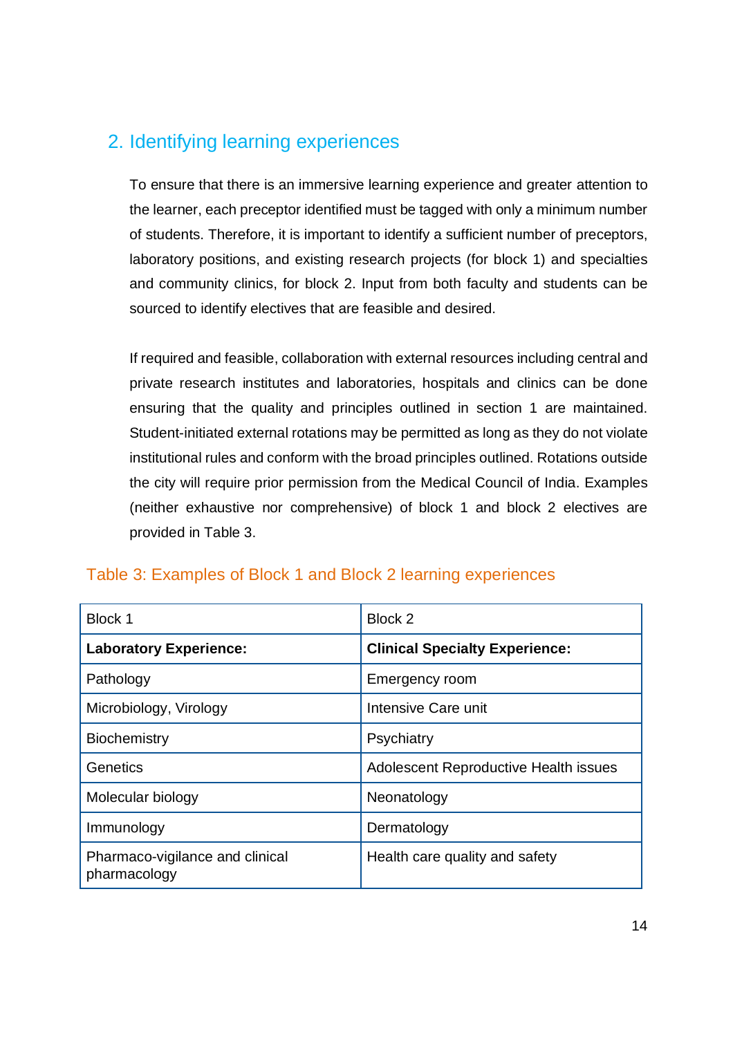## 2. Identifying learning experiences

To ensure that there is an immersive learning experience and greater attention to the learner, each preceptor identified must be tagged with only a minimum number of students. Therefore, it is important to identify a sufficient number of preceptors, laboratory positions, and existing research projects (for block 1) and specialties and community clinics, for block 2. Input from both faculty and students can be sourced to identify electives that are feasible and desired.

If required and feasible, collaboration with external resources including central and private research institutes and laboratories, hospitals and clinics can be done ensuring that the quality and principles outlined in section 1 are maintained. Student-initiated external rotations may be permitted as long as they do not violate institutional rules and conform with the broad principles outlined. Rotations outside the city will require prior permission from the Medical Council of India. Examples (neither exhaustive nor comprehensive) of block 1 and block 2 electives are provided in Table 3.

Table 3: Examples of Block 1 and Block 2 learning experiences

| Block 1 | Block 2 |
|---|---|
| **Laboratory Experience:** | **Clinical Specialty Experience:** |
| Pathology | Emergency room |
| Microbiology, Virology | Intensive Care unit |
| Biochemistry | Psychiatry |
| Genetics | Adolescent Reproductive Health issues |
| Molecular biology | Neonatology |
| Immunology | Dermatology |
| Pharmaco-vigilance and clinical pharmacology | Health care quality and safety |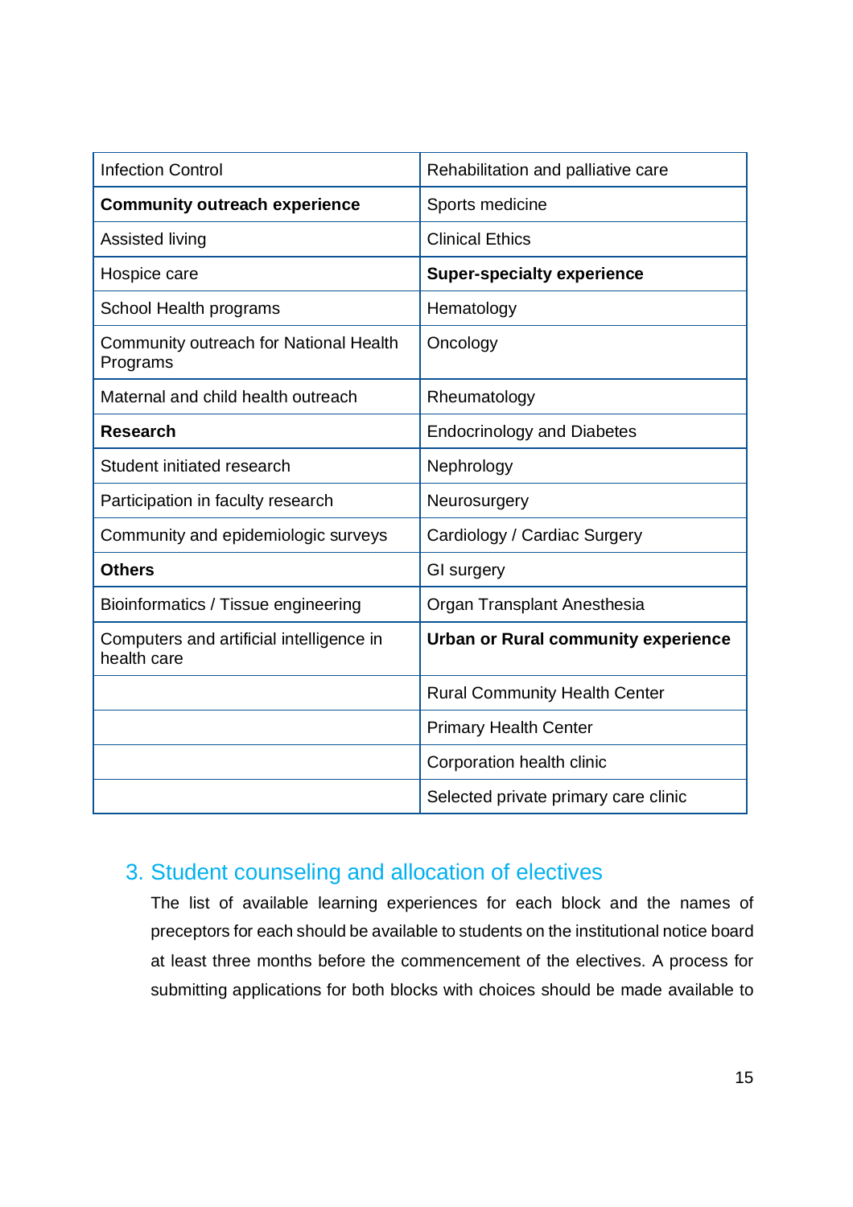| Infection Control | Rehabilitation and palliative care |
|---|---|
| **Community outreach experience** | Sports medicine |
| Assisted living | Clinical Ethics |
| Hospice care | **Super-specialty experience** |
| School Health programs | Hematology |
| Community outreach for National Health Programs | Oncology |
| Maternal and child health outreach | Rheumatology |
| **Research** | Endocrinology and Diabetes |
| Student initiated research | Nephrology |
| Participation in faculty research | Neurosurgery |
| Community and epidemiologic surveys | Cardiology / Cardiac Surgery |
| **Others** | GI surgery |
| Bioinformatics / Tissue engineering | Organ Transplant Anesthesia |
| Computers and artificial intelligence in health care | **Urban or Rural community experience** |
| | Rural Community Health Center |
| | Primary Health Center |
| | Corporation health clinic |
| | Selected private primary care clinic |

## 3. Student counseling and allocation of electives

The list of available learning experiences for each block and the names of preceptors for each should be available to students on the institutional notice board at least three months before the commencement of the electives. A process for submitting applications for both blocks with choices should be made available to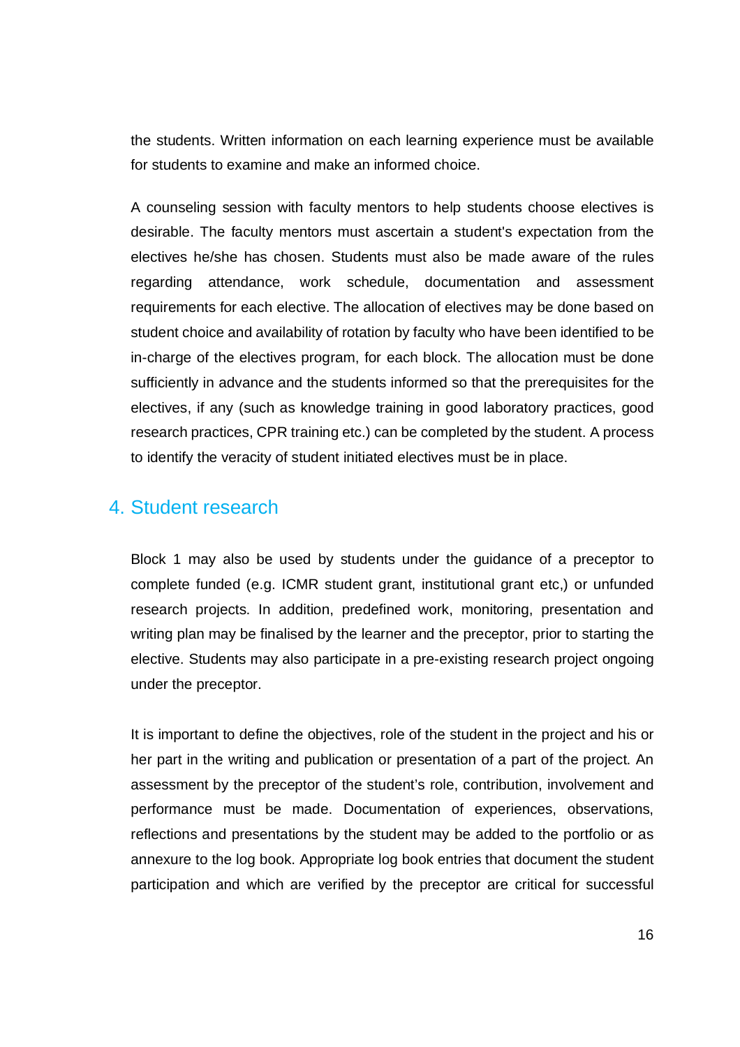the students. Written information on each learning experience must be available for students to examine and make an informed choice.

A counseling session with faculty mentors to help students choose electives is desirable. The faculty mentors must ascertain a student's expectation from the electives he/she has chosen. Students must also be made aware of the rules regarding attendance, work schedule, documentation and assessment requirements for each elective. The allocation of electives may be done based on student choice and availability of rotation by faculty who have been identified to be in-charge of the electives program, for each block. The allocation must be done sufficiently in advance and the students informed so that the prerequisites for the electives, if any (such as knowledge training in good laboratory practices, good research practices, CPR training etc.) can be completed by the student. A process to identify the veracity of student initiated electives must be in place.

## 4. Student research

Block 1 may also be used by students under the guidance of a preceptor to complete funded (e.g. ICMR student grant, institutional grant etc,) or unfunded research projects. In addition, predefined work, monitoring, presentation and writing plan may be finalised by the learner and the preceptor, prior to starting the elective. Students may also participate in a pre-existing research project ongoing under the preceptor.

It is important to define the objectives, role of the student in the project and his or her part in the writing and publication or presentation of a part of the project. An assessment by the preceptor of the student's role, contribution, involvement and performance must be made. Documentation of experiences, observations, reflections and presentations by the student may be added to the portfolio or as annexure to the log book. Appropriate log book entries that document the student participation and which are verified by the preceptor are critical for successful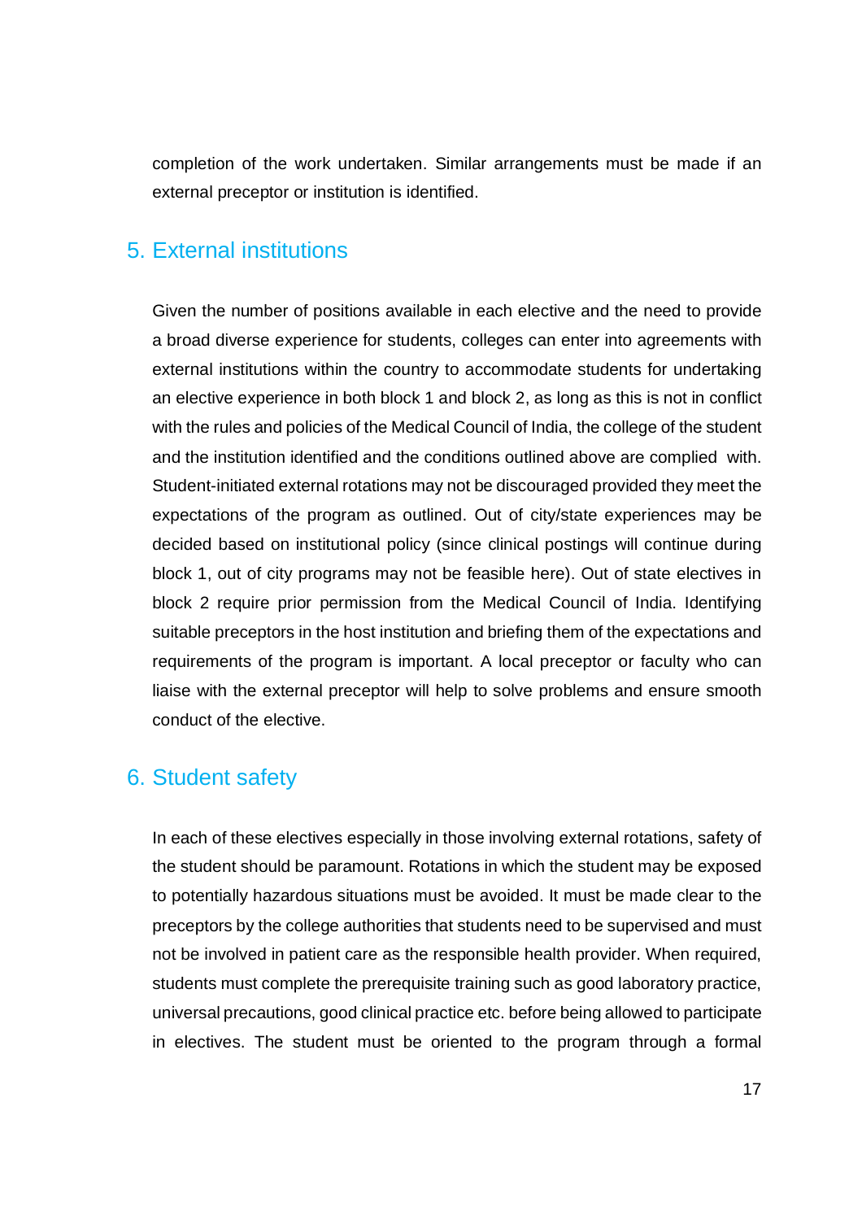completion of the work undertaken. Similar arrangements must be made if an external preceptor or institution is identified.

## 5. External institutions

Given the number of positions available in each elective and the need to provide a broad diverse experience for students, colleges can enter into agreements with external institutions within the country to accommodate students for undertaking an elective experience in both block 1 and block 2, as long as this is not in conflict with the rules and policies of the Medical Council of India, the college of the student and the institution identified and the conditions outlined above are complied with. Student-initiated external rotations may not be discouraged provided they meet the expectations of the program as outlined. Out of city/state experiences may be decided based on institutional policy (since clinical postings will continue during block 1, out of city programs may not be feasible here). Out of state electives in block 2 require prior permission from the Medical Council of India. Identifying suitable preceptors in the host institution and briefing them of the expectations and requirements of the program is important. A local preceptor or faculty who can liaise with the external preceptor will help to solve problems and ensure smooth conduct of the elective.

## 6. Student safety

In each of these electives especially in those involving external rotations, safety of the student should be paramount. Rotations in which the student may be exposed to potentially hazardous situations must be avoided. It must be made clear to the preceptors by the college authorities that students need to be supervised and must not be involved in patient care as the responsible health provider. When required, students must complete the prerequisite training such as good laboratory practice, universal precautions, good clinical practice etc. before being allowed to participate in electives. The student must be oriented to the program through a formal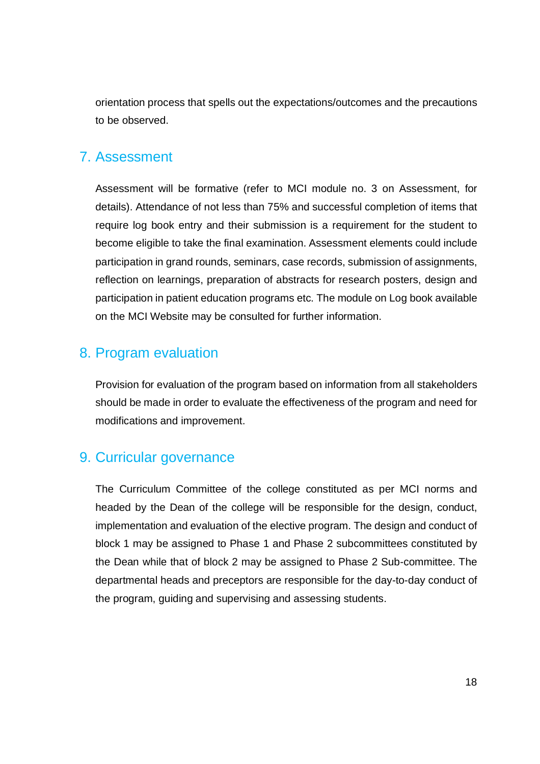orientation process that spells out the expectations/outcomes and the precautions to be observed.

## 7. Assessment

Assessment will be formative (refer to MCI module no. 3 on Assessment, for details). Attendance of not less than 75% and successful completion of items that require log book entry and their submission is a requirement for the student to become eligible to take the final examination. Assessment elements could include participation in grand rounds, seminars, case records, submission of assignments, reflection on learnings, preparation of abstracts for research posters, design and participation in patient education programs etc. The module on Log book available on the MCI Website may be consulted for further information.

## 8. Program evaluation

Provision for evaluation of the program based on information from all stakeholders should be made in order to evaluate the effectiveness of the program and need for modifications and improvement.

## 9. Curricular governance

The Curriculum Committee of the college constituted as per MCI norms and headed by the Dean of the college will be responsible for the design, conduct, implementation and evaluation of the elective program. The design and conduct of block 1 may be assigned to Phase 1 and Phase 2 subcommittees constituted by the Dean while that of block 2 may be assigned to Phase 2 Sub-committee. The departmental heads and preceptors are responsible for the day-to-day conduct of the program, guiding and supervising and assessing students.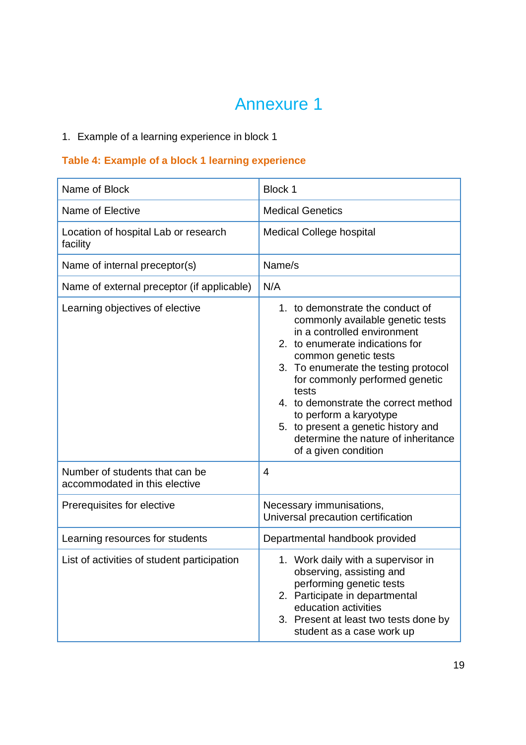# Annexure 1

1. Example of a learning experience in block 1

**Table 4: Example of a block 1 learning experience**

| Name of Block | Block 1 |
|---|---|
| Name of Elective | Medical Genetics |
| Location of hospital Lab or research facility | Medical College hospital |
| Name of internal preceptor(s) | Name/s |
| Name of external preceptor (if applicable) | N/A |
| Learning objectives of elective | 1. to demonstrate the conduct of commonly available genetic tests in a controlled environment<br>2. to enumerate indications for common genetic tests<br>3. To enumerate the testing protocol for commonly performed genetic tests<br>4. to demonstrate the correct method to perform a karyotype<br>5. to present a genetic history and determine the nature of inheritance of a given condition |
| Number of students that can be accommodated in this elective | 4 |
| Prerequisites for elective | Necessary immunisations,<br>Universal precaution certification |
| Learning resources for students | Departmental handbook provided |
| List of activities of student participation | 1. Work daily with a supervisor in observing, assisting and performing genetic tests<br>2. Participate in departmental education activities<br>3. Present at least two tests done by student as a case work up |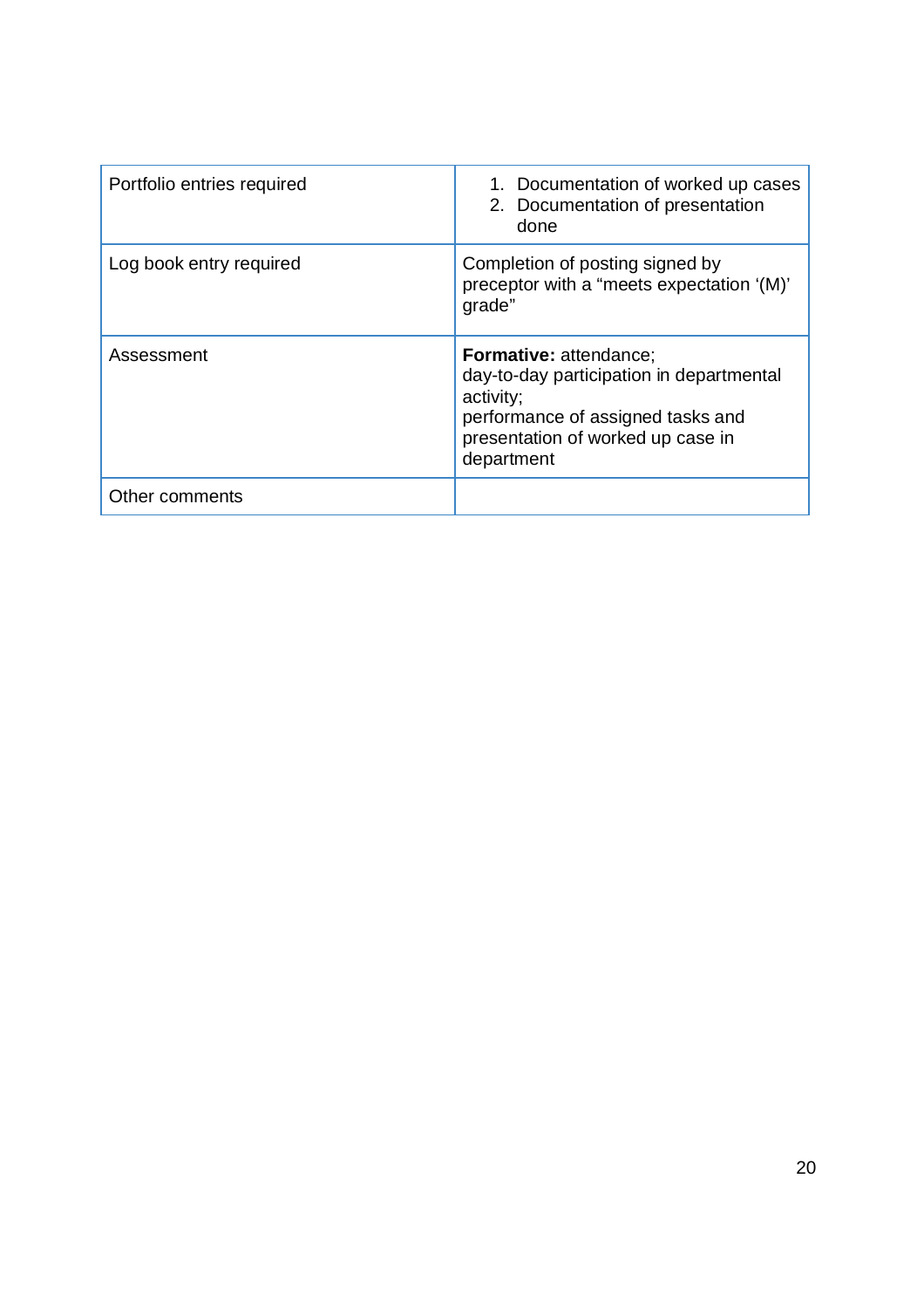| | |
|---|---|
| Portfolio entries required | 1. Documentation of worked up cases<br>2. Documentation of presentation done |
| Log book entry required | Completion of posting signed by preceptor with a “meets expectation ‘(M)’ grade” |
| Assessment | **Formative:** attendance;<br>day-to-day participation in departmental activity;<br>performance of assigned tasks and presentation of worked up case in department |
| Other comments | |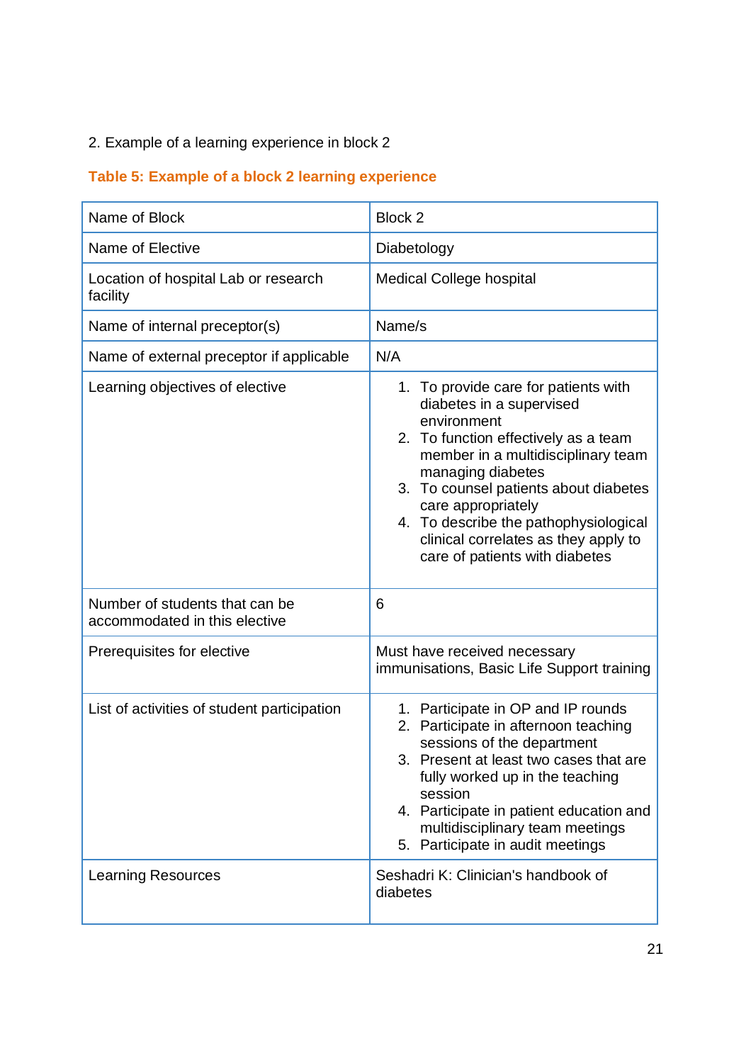2. Example of a learning experience in block 2

**Table 5: Example of a block 2 learning experience**

| Name of Block | Block 2 |
|---|---|
| Name of Elective | Diabetology |
| Location of hospital Lab or research facility | Medical College hospital |
| Name of internal preceptor(s) | Name/s |
| Name of external preceptor if applicable | N/A |
| Learning objectives of elective | 1. To provide care for patients with diabetes in a supervised environment<br>2. To function effectively as a team member in a multidisciplinary team managing diabetes<br>3. To counsel patients about diabetes care appropriately<br>4. To describe the pathophysiological clinical correlates as they apply to care of patients with diabetes |
| Number of students that can be accommodated in this elective | 6 |
| Prerequisites for elective | Must have received necessary immunisations, Basic Life Support training |
| List of activities of student participation | 1. Participate in OP and IP rounds<br>2. Participate in afternoon teaching sessions of the department<br>3. Present at least two cases that are fully worked up in the teaching session<br>4. Participate in patient education and multidisciplinary team meetings<br>5. Participate in audit meetings |
| Learning Resources | Seshadri K: Clinician's handbook of diabetes |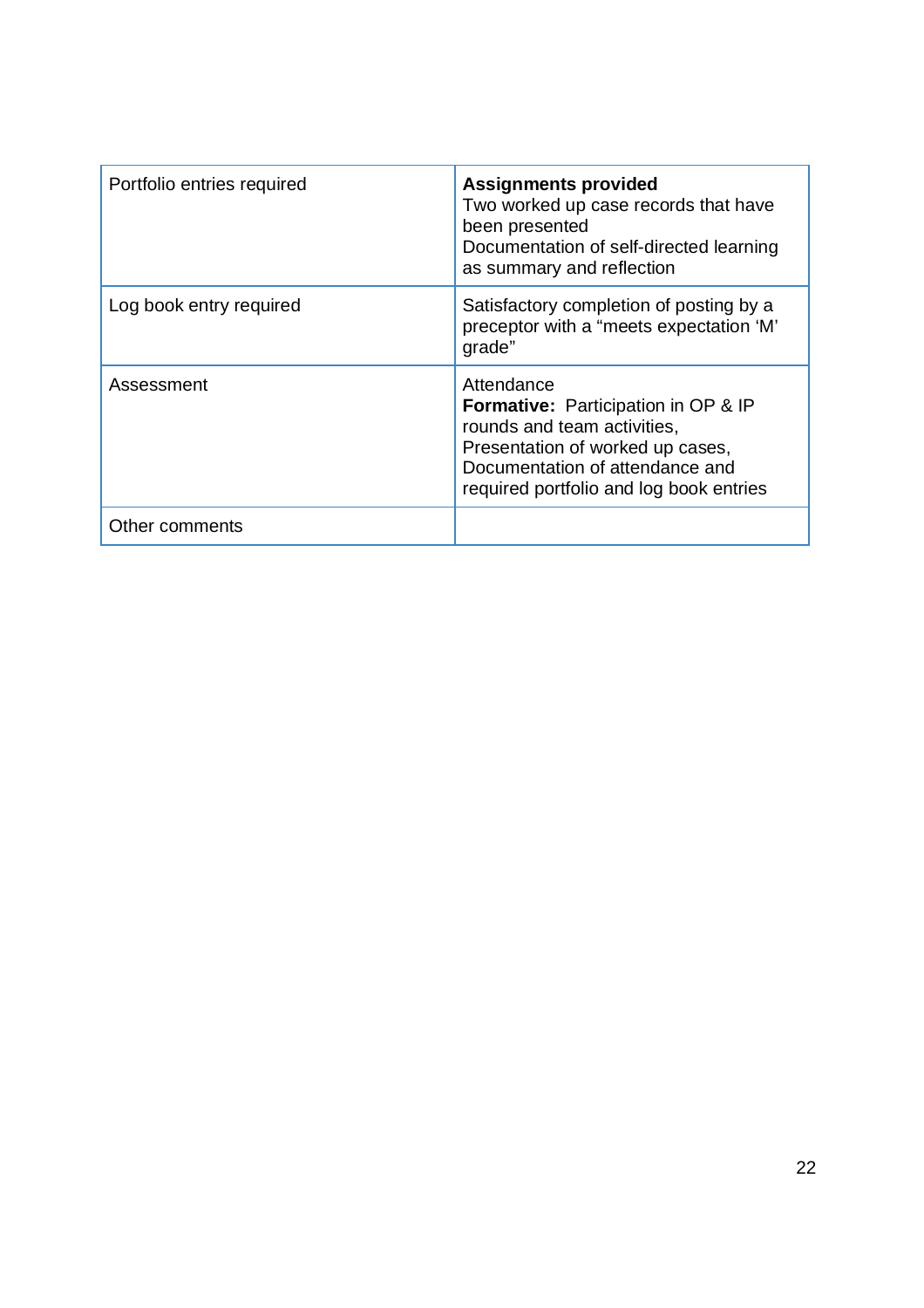| Portfolio entries required | **Assignments provided**<br>Two worked up case records that have been presented<br>Documentation of self-directed learning as summary and reflection |
|---|---|
| Log book entry required | Satisfactory completion of posting by a preceptor with a "meets expectation 'M' grade" |
| Assessment | Attendance<br>**Formative:** Participation in OP & IP rounds and team activities,<br>Presentation of worked up cases,<br>Documentation of attendance and required portfolio and log book entries |
| Other comments | |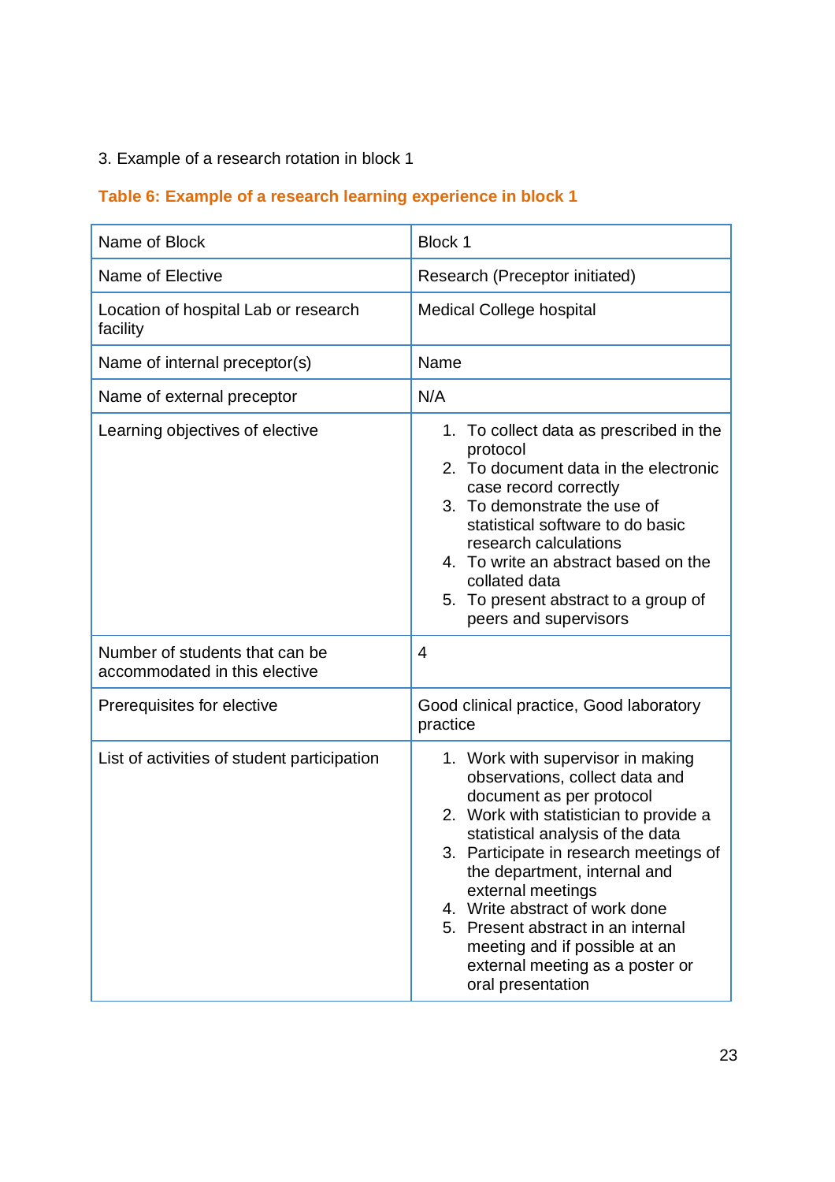3. Example of a research rotation in block 1

**Table 6: Example of a research learning experience in block 1**

| Name of Block | Block 1 |
|---|---|
| Name of Elective | Research (Preceptor initiated) |
| Location of hospital Lab or research facility | Medical College hospital |
| Name of internal preceptor(s) | Name |
| Name of external preceptor | N/A |
| Learning objectives of elective | 1. To collect data as prescribed in the protocol<br>2. To document data in the electronic case record correctly<br>3. To demonstrate the use of statistical software to do basic research calculations<br>4. To write an abstract based on the collated data<br>5. To present abstract to a group of peers and supervisors |
| Number of students that can be accommodated in this elective | 4 |
| Prerequisites for elective | Good clinical practice, Good laboratory practice |
| List of activities of student participation | 1. Work with supervisor in making observations, collect data and document as per protocol<br>2. Work with statistician to provide a statistical analysis of the data<br>3. Participate in research meetings of the department, internal and external meetings<br>4. Write abstract of work done<br>5. Present abstract in an internal meeting and if possible at an external meeting as a poster or oral presentation |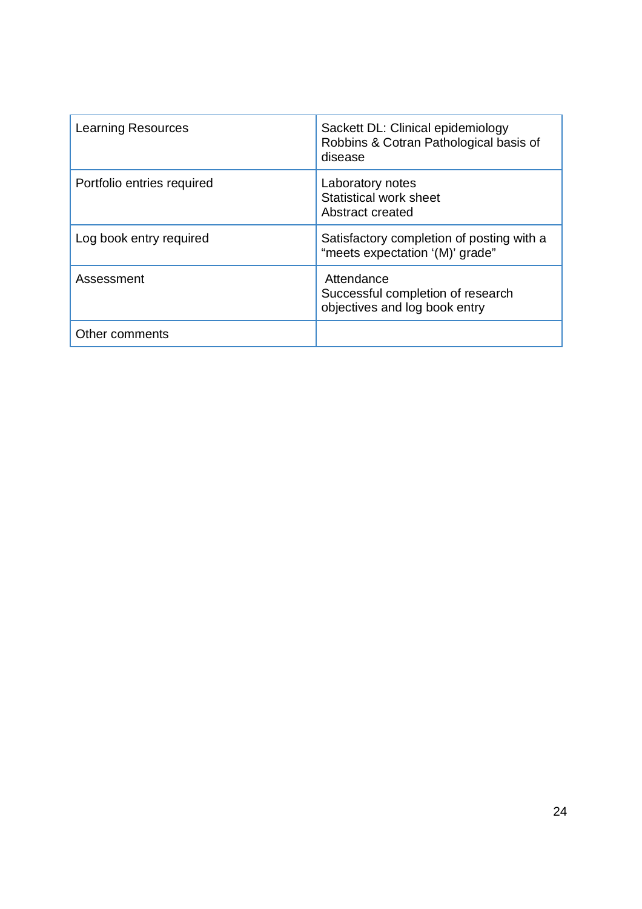| | |
|---|---|
| Learning Resources | Sackett DL: Clinical epidemiology<br>Robbins & Cotran Pathological basis of disease |
| Portfolio entries required | Laboratory notes<br>Statistical work sheet<br>Abstract created |
| Log book entry required | Satisfactory completion of posting with a “meets expectation ‘(M)’ grade” |
| Assessment | Attendance<br>Successful completion of research objectives and log book entry |
| Other comments | |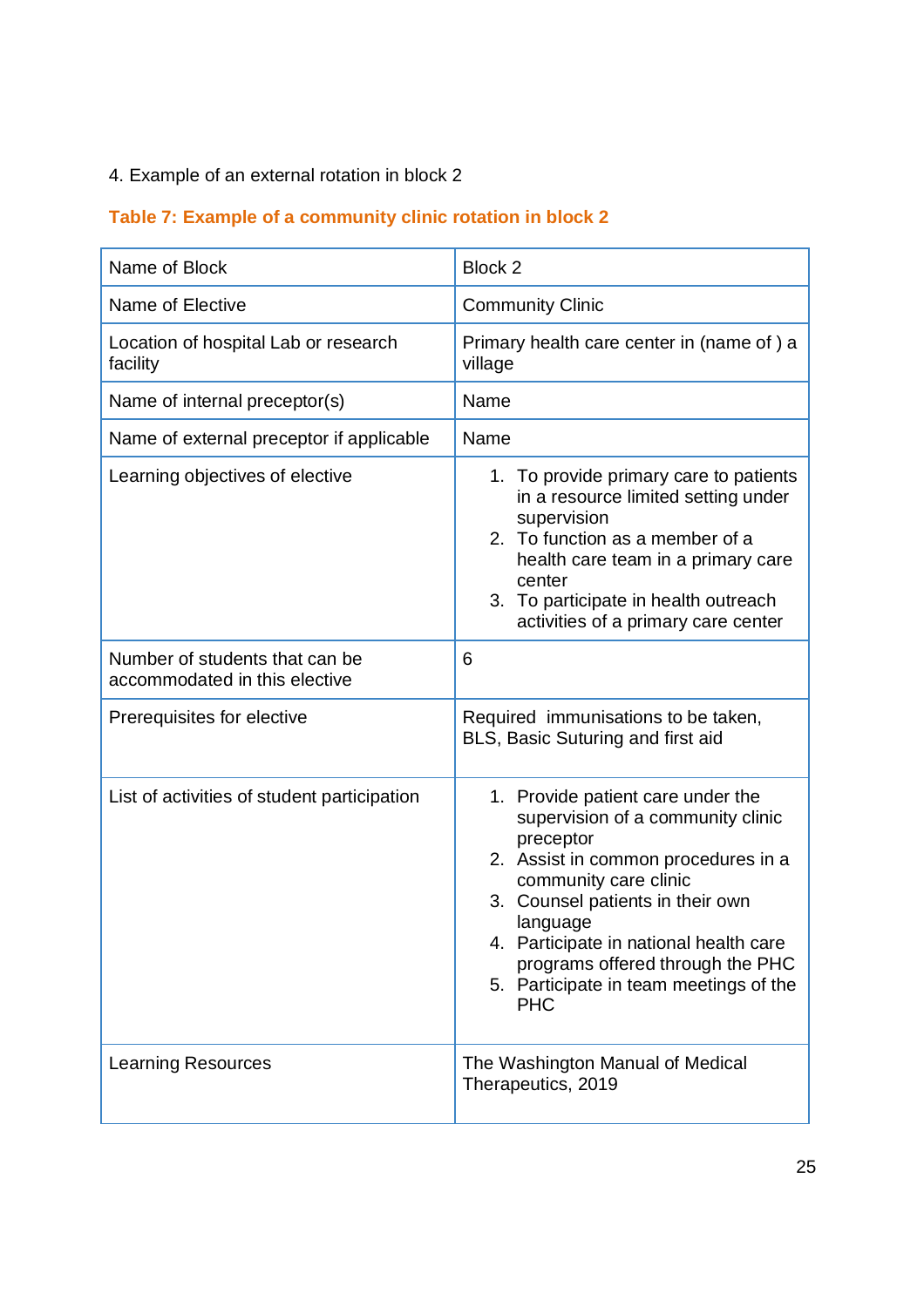4. Example of an external rotation in block 2

**Table 7: Example of a community clinic rotation in block 2**

| Name of Block | Block 2 |
| --- | --- |
| Name of Elective | Community Clinic |
| Location of hospital Lab or research facility | Primary health care center in (name of ) a village |
| Name of internal preceptor(s) | Name |
| Name of external preceptor if applicable | Name |
| Learning objectives of elective | 1. To provide primary care to patients in a resource limited setting under supervision<br>2. To function as a member of a health care team in a primary care center<br>3. To participate in health outreach activities of a primary care center |
| Number of students that can be accommodated in this elective | 6 |
| Prerequisites for elective | Required immunisations to be taken, BLS, Basic Suturing and first aid |
| List of activities of student participation | 1. Provide patient care under the supervision of a community clinic preceptor<br>2. Assist in common procedures in a community care clinic<br>3. Counsel patients in their own language<br>4. Participate in national health care programs offered through the PHC<br>5. Participate in team meetings of the PHC |
| Learning Resources | The Washington Manual of Medical Therapeutics, 2019 |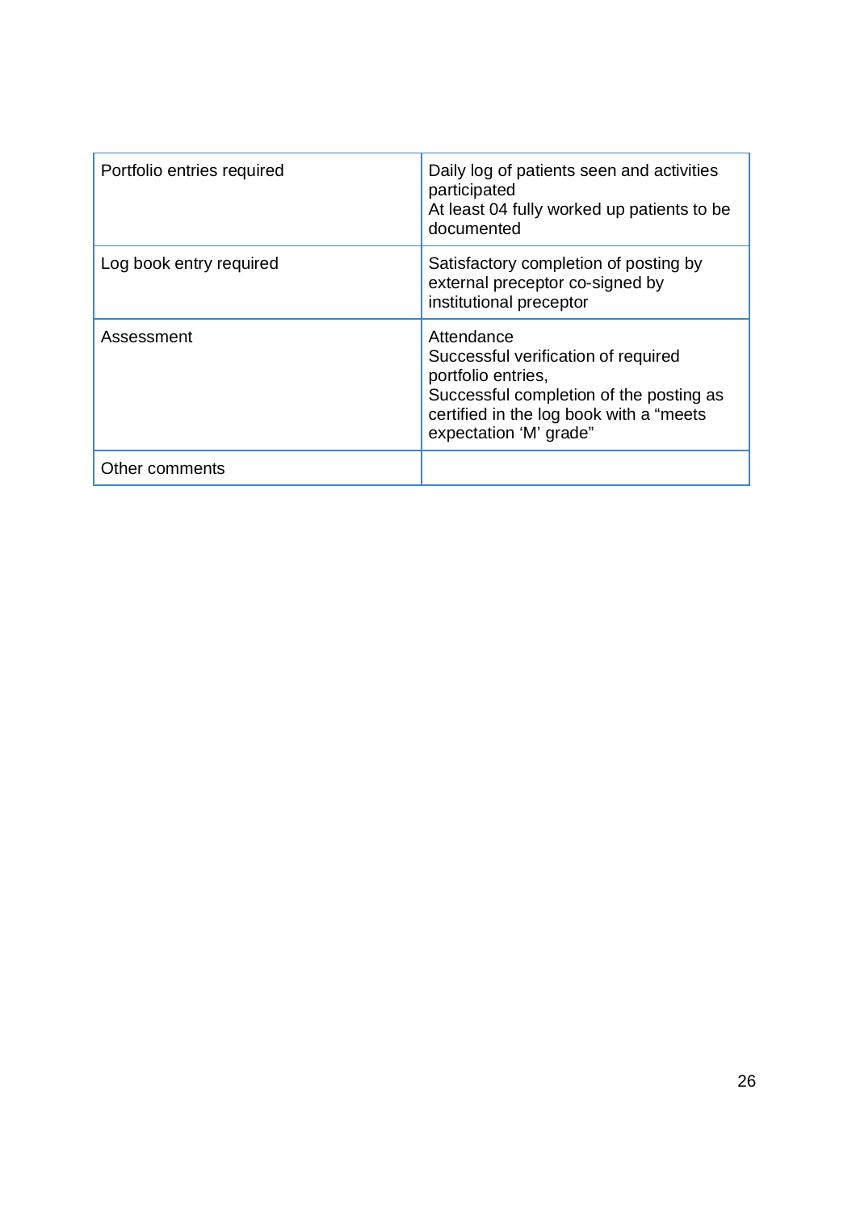| Portfolio entries required | Daily log of patients seen and activities participated<br>At least 04 fully worked up patients to be documented |
|---|---|
| Log book entry required | Satisfactory completion of posting by external preceptor co-signed by institutional preceptor |
| Assessment | Attendance<br>Successful verification of required portfolio entries,<br>Successful completion of the posting as certified in the log book with a “meets expectation ‘M’ grade” |
| Other comments | |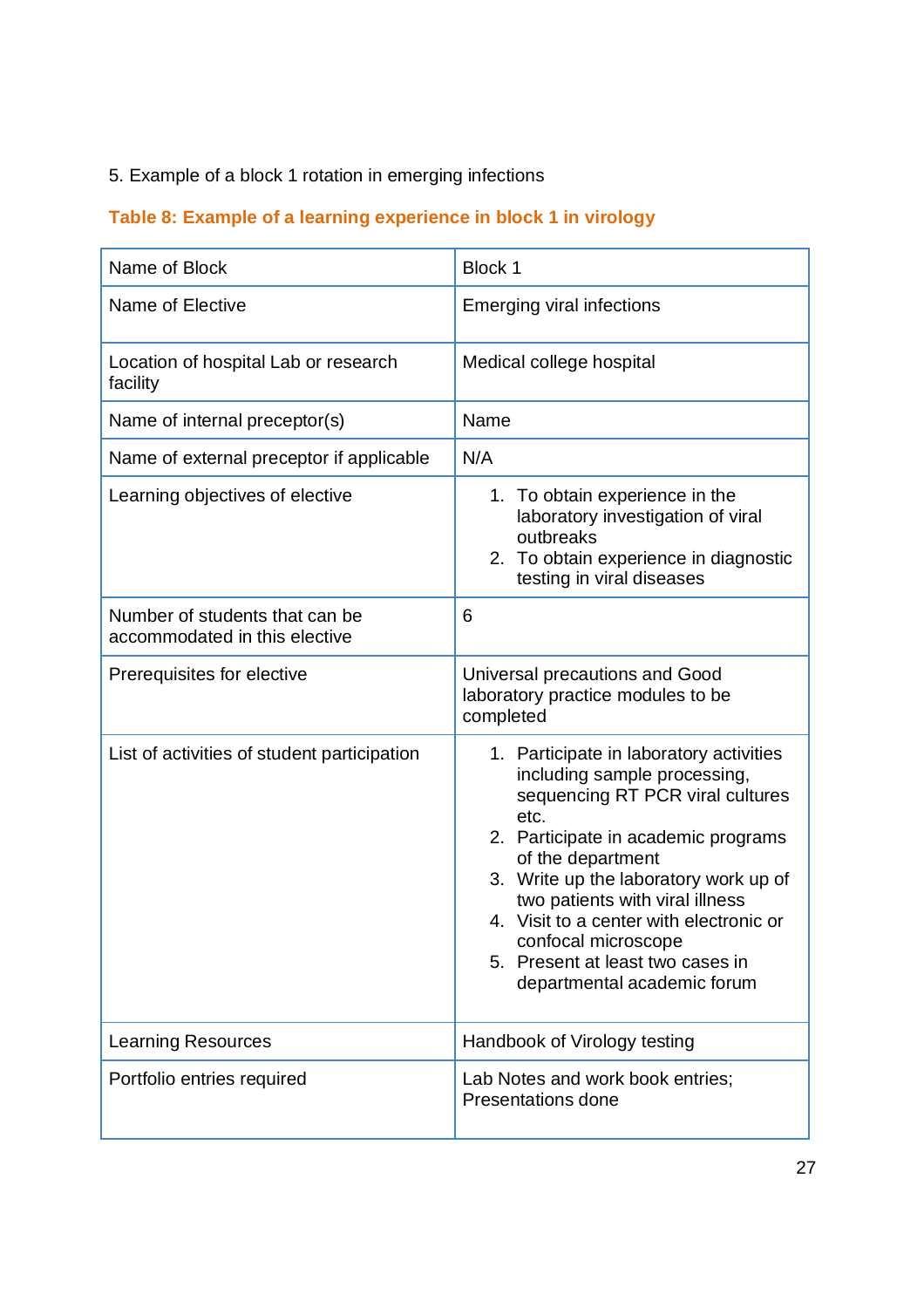5. Example of a block 1 rotation in emerging infections

**Table 8: Example of a learning experience in block 1 in virology**

| Name of Block | Block 1 |
|---|---|
| Name of Elective | Emerging viral infections |
| Location of hospital Lab or research facility | Medical college hospital |
| Name of internal preceptor(s) | Name |
| Name of external preceptor if applicable | N/A |
| Learning objectives of elective | 1. To obtain experience in the laboratory investigation of viral outbreaks<br>2. To obtain experience in diagnostic testing in viral diseases |
| Number of students that can be accommodated in this elective | 6 |
| Prerequisites for elective | Universal precautions and Good laboratory practice modules to be completed |
| List of activities of student participation | 1. Participate in laboratory activities including sample processing, sequencing RT PCR viral cultures etc.<br>2. Participate in academic programs of the department<br>3. Write up the laboratory work up of two patients with viral illness<br>4. Visit to a center with electronic or confocal microscope<br>5. Present at least two cases in departmental academic forum |
| Learning Resources | Handbook of Virology testing |
| Portfolio entries required | Lab Notes and work book entries; Presentations done |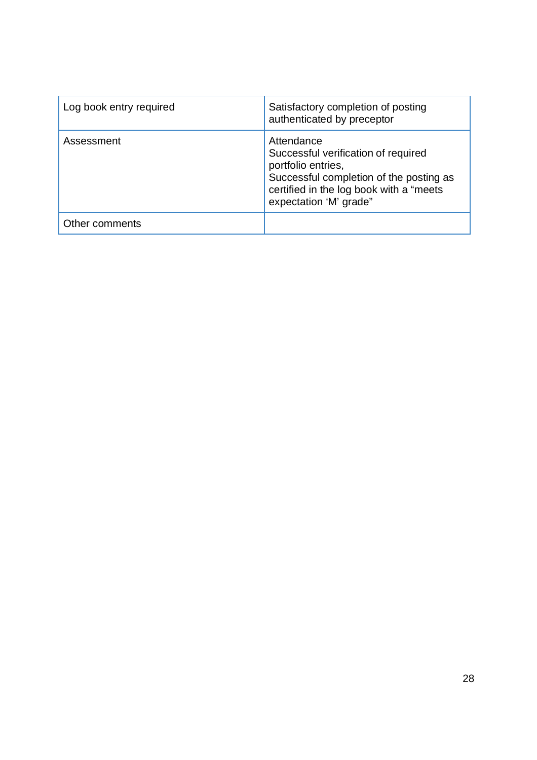| Log book entry required | Satisfactory completion of posting authenticated by preceptor |
| --- | --- |
| Assessment | Attendance<br>Successful verification of required portfolio entries,<br>Successful completion of the posting as certified in the log book with a “meets expectation ‘M’ grade” |
| Other comments | |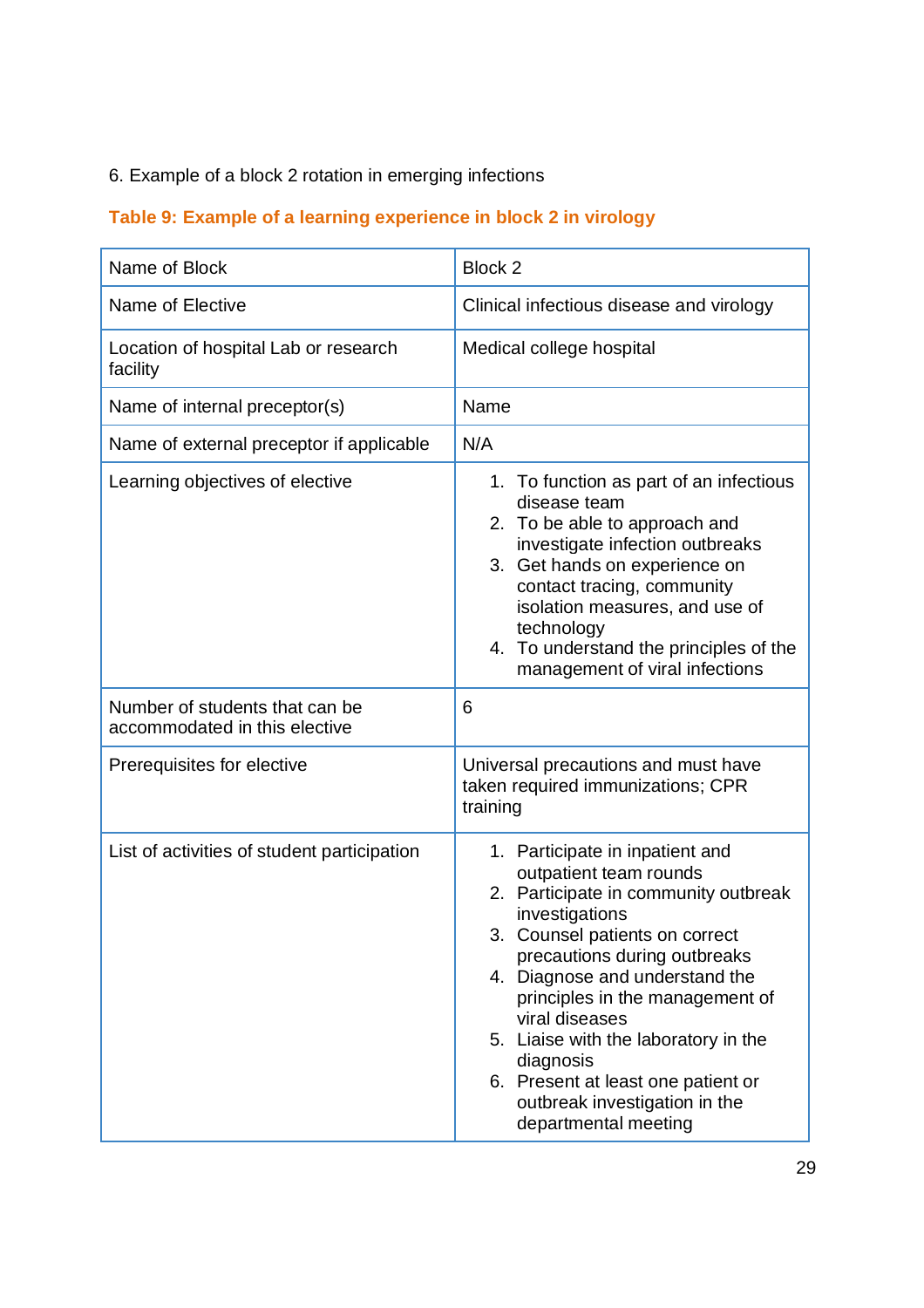6. Example of a block 2 rotation in emerging infections

**Table 9: Example of a learning experience in block 2 in virology**

| Name of Block | Block 2 |
|---|---|
| Name of Elective | Clinical infectious disease and virology |
| Location of hospital Lab or research facility | Medical college hospital |
| Name of internal preceptor(s) | Name |
| Name of external preceptor if applicable | N/A |
| Learning objectives of elective | 1. To function as part of an infectious disease team<br>2. To be able to approach and investigate infection outbreaks<br>3. Get hands on experience on contact tracing, community isolation measures, and use of technology<br>4. To understand the principles of the management of viral infections |
| Number of students that can be accommodated in this elective | 6 |
| Prerequisites for elective | Universal precautions and must have taken required immunizations; CPR training |
| List of activities of student participation | 1. Participate in inpatient and outpatient team rounds<br>2. Participate in community outbreak investigations<br>3. Counsel patients on correct precautions during outbreaks<br>4. Diagnose and understand the principles in the management of viral diseases<br>5. Liaise with the laboratory in the diagnosis<br>6. Present at least one patient or outbreak investigation in the departmental meeting |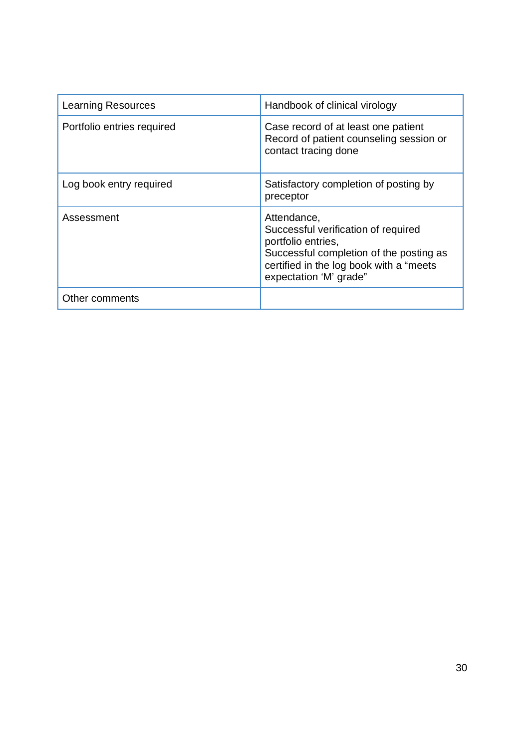| | |
|---|---|
| Learning Resources | Handbook of clinical virology |
| Portfolio entries required | Case record of at least one patient<br>Record of patient counseling session or contact tracing done |
| Log book entry required | Satisfactory completion of posting by preceptor |
| Assessment | Attendance,<br>Successful verification of required portfolio entries,<br>Successful completion of the posting as certified in the log book with a “meets expectation ‘M’ grade” |
| Other comments | |